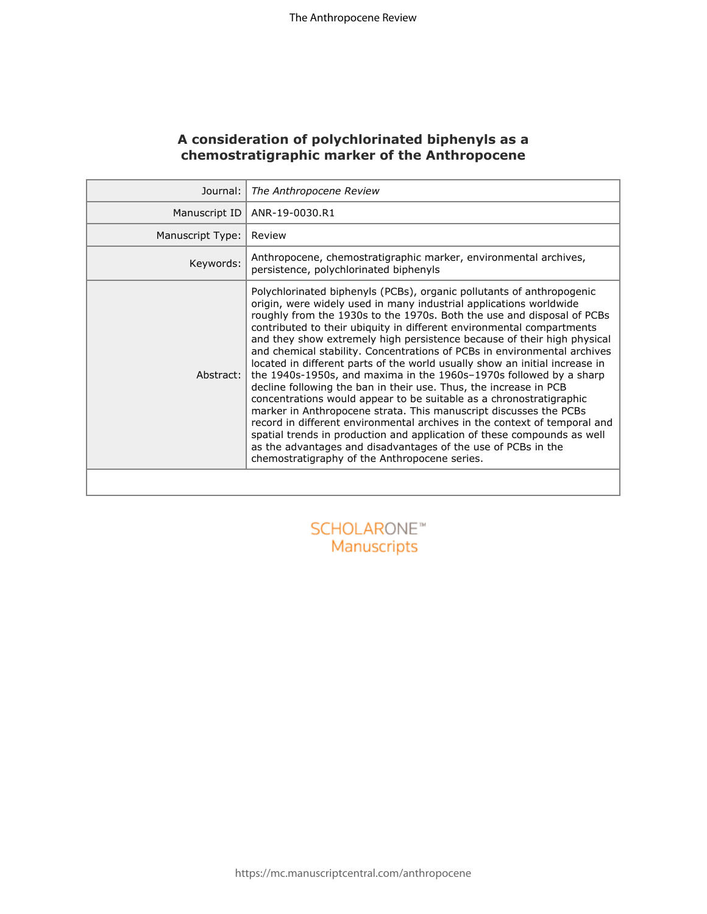# A consideration of polychlorinated biphenyls as a chemostratigraphic marker of the Anthropocene

| | |
|---|---|
| Journal: | *The Anthropocene Review* |
| Manuscript ID | ANR-19-0030.R1 |
| Manuscript Type: | Review |
| Keywords: | Anthropocene, chemostratigraphic marker, environmental archives, persistence, polychlorinated biphenyls |
| Abstract: | Polychlorinated biphenyls (PCBs), organic pollutants of anthropogenic origin, were widely used in many industrial applications worldwide roughly from the 1930s to the 1970s. Both the use and disposal of PCBs contributed to their ubiquity in different environmental compartments and they show extremely high persistence because of their high physical and chemical stability. Concentrations of PCBs in environmental archives located in different parts of the world usually show an initial increase in the 1940s-1950s, and maxima in the 1960s–1970s followed by a sharp decline following the ban in their use. Thus, the increase in PCB concentrations would appear to be suitable as a chronostratigraphic marker in Anthropocene strata. This manuscript discusses the PCBs record in different environmental archives in the context of temporal and spatial trends in production and application of these compounds as well as the advantages and disadvantages of the use of PCBs in the chemostratigraphy of the Anthropocene series. |

SCHOLARONE™
Manuscripts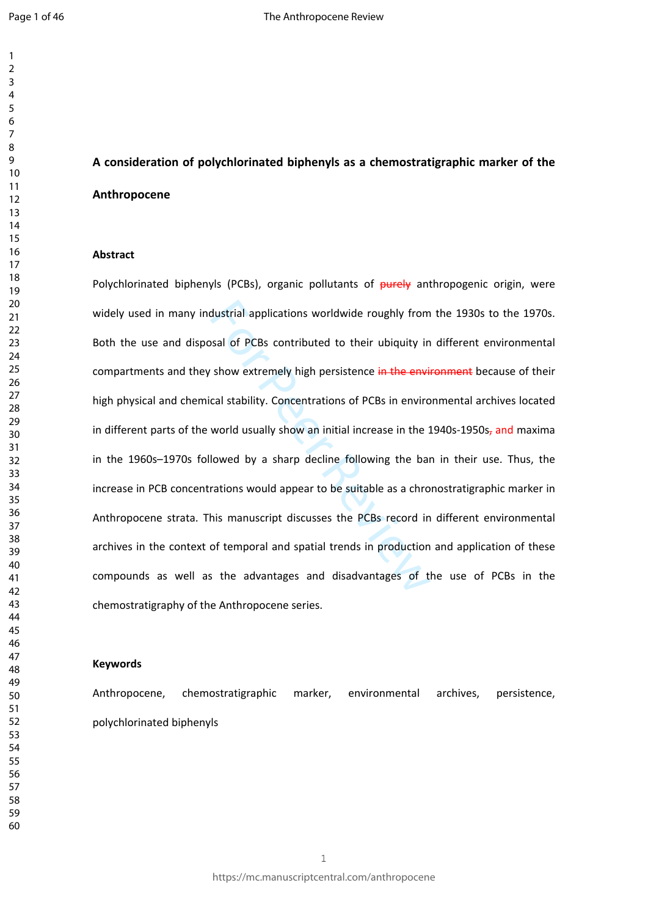# A consideration of polychlorinated biphenyls as a chemostratigraphic marker of the Anthropocene

## Abstract

Polychlorinated biphenyls (PCBs), organic pollutants of ~~purely~~ anthropogenic origin, were widely used in many industrial applications worldwide roughly from the 1930s to the 1970s. Both the use and disposal of PCBs contributed to their ubiquity in different environmental compartments and they show extremely high persistence ~~in the environment~~ because of their high physical and chemical stability. Concentrations of PCBs in environmental archives located in different parts of the world usually show an initial increase in the 1940s-1950s~~,~~ and maxima in the 1960s–1970s followed by a sharp decline following the ban in their use. Thus, the increase in PCB concentrations would appear to be suitable as a chronostratigraphic marker in Anthropocene strata. This manuscript discusses the PCBs record in different environmental archives in the context of temporal and spatial trends in production and application of these compounds as well as the advantages and disadvantages of the use of PCBs in the chemostratigraphy of the Anthropocene series.

## Keywords

Anthropocene, chemostratigraphic marker, environmental archives, persistence, polychlorinated biphenyls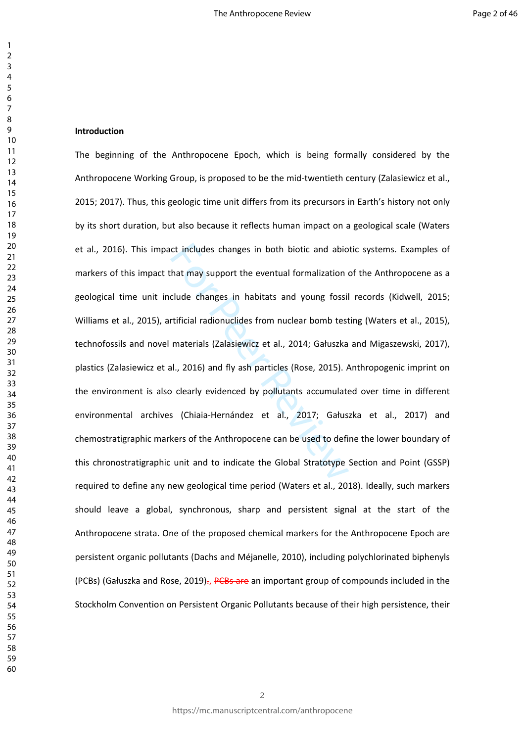**Introduction**

The beginning of the Anthropocene Epoch, which is being formally considered by the Anthropocene Working Group, is proposed to be the mid-twentieth century (Zalasiewicz et al., 2015; 2017). Thus, this geologic time unit differs from its precursors in Earth's history not only by its short duration, but also because it reflects human impact on a geological scale (Waters et al., 2016). This impact includes changes in both biotic and abiotic systems. Examples of markers of this impact that may support the eventual formalization of the Anthropocene as a geological time unit include changes in habitats and young fossil records (Kidwell, 2015; Williams et al., 2015), artificial radionuclides from nuclear bomb testing (Waters et al., 2015), technofossils and novel materials (Zalasiewicz et al., 2014; Gałuszka and Migaszewski, 2017), plastics (Zalasiewicz et al., 2016) and fly ash particles (Rose, 2015). Anthropogenic imprint on the environment is also clearly evidenced by pollutants accumulated over time in different environmental archives (Chiaia-Hernández et al., 2017; Gałuszka et al., 2017) and chemostratigraphic markers of the Anthropocene can be used to define the lower boundary of this chronostratigraphic unit and to indicate the Global Stratotype Section and Point (GSSP) required to define any new geological time period (Waters et al., 2018). Ideally, such markers should leave a global, synchronous, sharp and persistent signal at the start of the Anthropocene strata. One of the proposed chemical markers for the Anthropocene Epoch are persistent organic pollutants (Dachs and Méjanelle, 2010), including polychlorinated biphenyls (PCBs) (Gałuszka and Rose, 2019)., ~~PCBs are~~ an important group of compounds included in the Stockholm Convention on Persistent Organic Pollutants because of their high persistence, their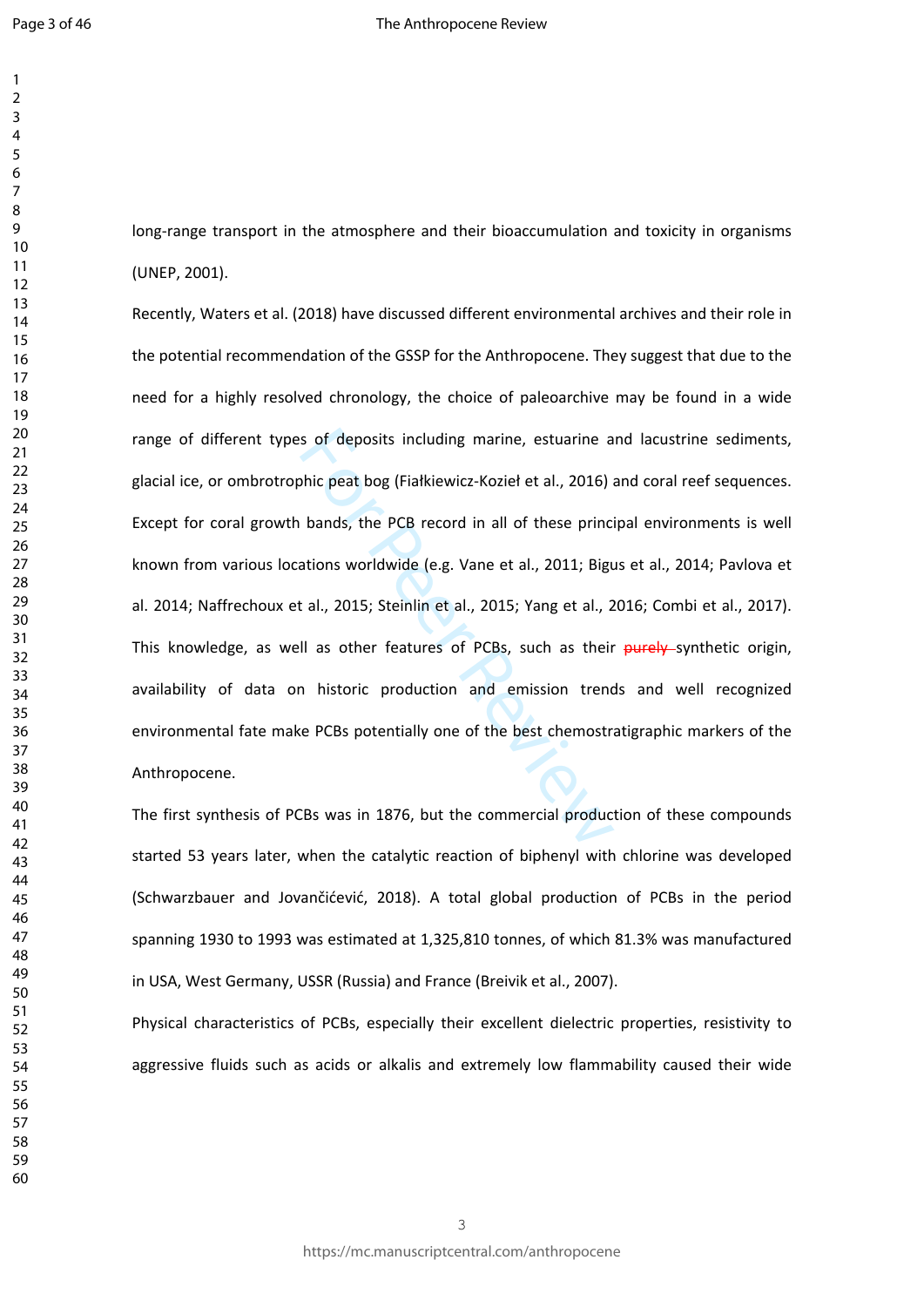long-range transport in the atmosphere and their bioaccumulation and toxicity in organisms (UNEP, 2001).

Recently, Waters et al. (2018) have discussed different environmental archives and their role in the potential recommendation of the GSSP for the Anthropocene. They suggest that due to the need for a highly resolved chronology, the choice of paleoarchive may be found in a wide range of different types of deposits including marine, estuarine and lacustrine sediments, glacial ice, or ombrotrophic peat bog (Fiałkiewicz-Kozieł et al., 2016) and coral reef sequences. Except for coral growth bands, the PCB record in all of these principal environments is well known from various locations worldwide (e.g. Vane et al., 2011; Bigus et al., 2014; Pavlova et al. 2014; Naffrechoux et al., 2015; Steinlin et al., 2015; Yang et al., 2016; Combi et al., 2017). This knowledge, as well as other features of PCBs, such as their ~~purely~~ synthetic origin, availability of data on historic production and emission trends and well recognized environmental fate make PCBs potentially one of the best chemostratigraphic markers of the Anthropocene.

The first synthesis of PCBs was in 1876, but the commercial production of these compounds started 53 years later, when the catalytic reaction of biphenyl with chlorine was developed (Schwarzbauer and Jovančićević, 2018). A total global production of PCBs in the period spanning 1930 to 1993 was estimated at 1,325,810 tonnes, of which 81.3% was manufactured in USA, West Germany, USSR (Russia) and France (Breivik et al., 2007).

Physical characteristics of PCBs, especially their excellent dielectric properties, resistivity to aggressive fluids such as acids or alkalis and extremely low flammability caused their wide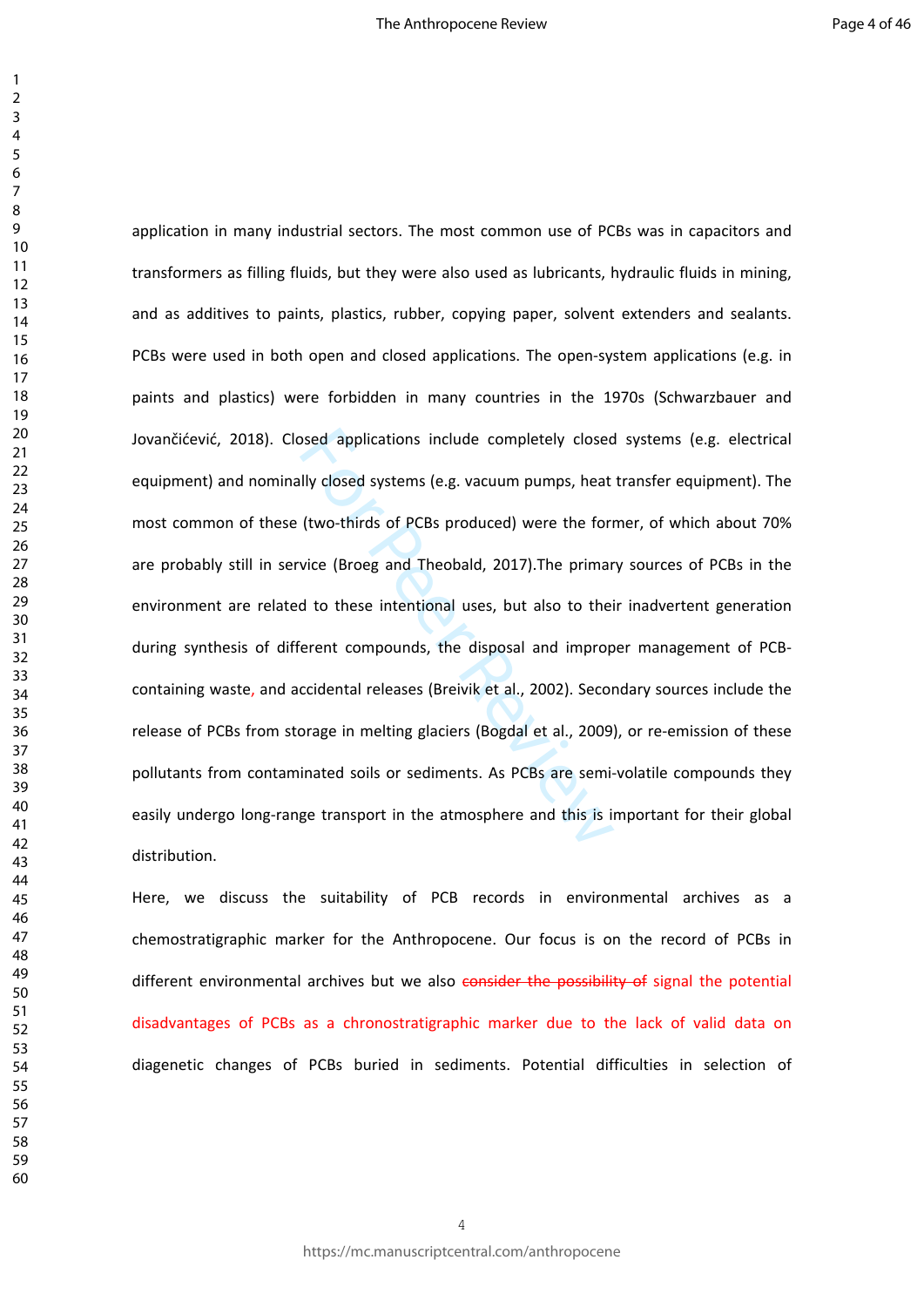application in many industrial sectors. The most common use of PCBs was in capacitors and transformers as filling fluids, but they were also used as lubricants, hydraulic fluids in mining, and as additives to paints, plastics, rubber, copying paper, solvent extenders and sealants. PCBs were used in both open and closed applications. The open-system applications (e.g. in paints and plastics) were forbidden in many countries in the 1970s (Schwarzbauer and Jovančićević, 2018). Closed applications include completely closed systems (e.g. electrical equipment) and nominally closed systems (e.g. vacuum pumps, heat transfer equipment). The most common of these (two-thirds of PCBs produced) were the former, of which about 70% are probably still in service (Broeg and Theobald, 2017).The primary sources of PCBs in the environment are related to these intentional uses, but also to their inadvertent generation during synthesis of different compounds, the disposal and improper management of PCB-containing waste, and accidental releases (Breivik et al., 2002). Secondary sources include the release of PCBs from storage in melting glaciers (Bogdal et al., 2009), or re-emission of these pollutants from contaminated soils or sediments. As PCBs are semi-volatile compounds they easily undergo long-range transport in the atmosphere and this is important for their global distribution.

Here, we discuss the suitability of PCB records in environmental archives as a chemostratigraphic marker for the Anthropocene. Our focus is on the record of PCBs in different environmental archives but we also ~~consider the possibility of~~ signal the potential disadvantages of PCBs as a chronostratigraphic marker due to the lack of valid data on diagenetic changes of PCBs buried in sediments. Potential difficulties in selection of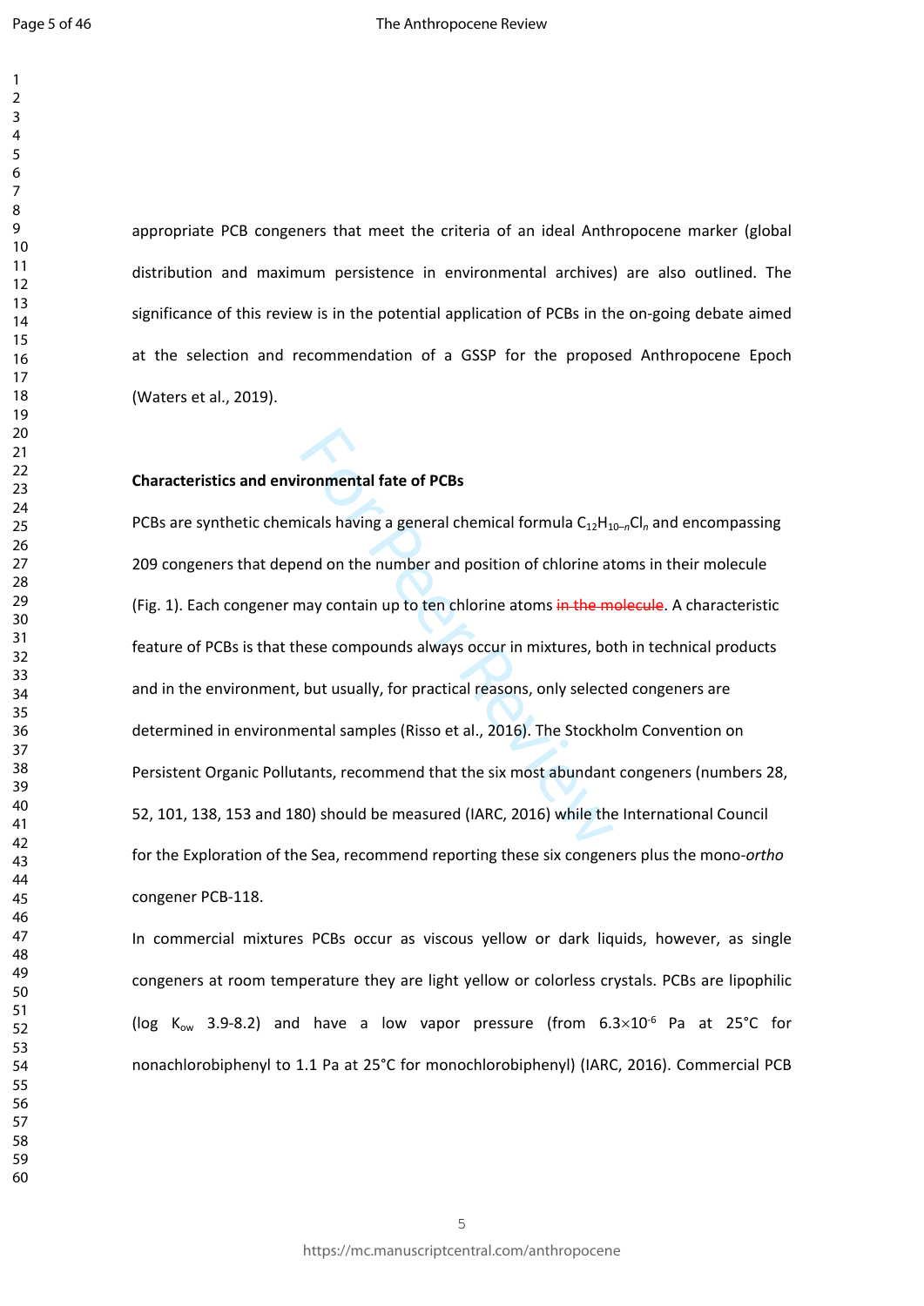appropriate PCB congeners that meet the criteria of an ideal Anthropocene marker (global distribution and maximum persistence in environmental archives) are also outlined. The significance of this review is in the potential application of PCBs in the on-going debate aimed at the selection and recommendation of a GSSP for the proposed Anthropocene Epoch (Waters et al., 2019).

**Characteristics and environmental fate of PCBs**

PCBs are synthetic chemicals having a general chemical formula $C_{12}H_{10-n}Cl_n$ and encompassing 209 congeners that depend on the number and position of chlorine atoms in their molecule (Fig. 1). Each congener may contain up to ten chlorine atoms ~~in the molecule~~. A characteristic feature of PCBs is that these compounds always occur in mixtures, both in technical products and in the environment, but usually, for practical reasons, only selected congeners are determined in environmental samples (Risso et al., 2016). The Stockholm Convention on Persistent Organic Pollutants, recommend that the six most abundant congeners (numbers 28, 52, 101, 138, 153 and 180) should be measured (IARC, 2016) while the International Council for the Exploration of the Sea, recommend reporting these six congeners plus the mono-*ortho* congener PCB-118.

In commercial mixtures PCBs occur as viscous yellow or dark liquids, however, as single congeners at room temperature they are light yellow or colorless crystals. PCBs are lipophilic (log $K_{ow}$ 3.9-8.2) and have a low vapor pressure (from $6.3\times10^{-6}$ Pa at 25°C for nonachlorobiphenyl to 1.1 Pa at 25°C for monochlorobiphenyl) (IARC, 2016). Commercial PCB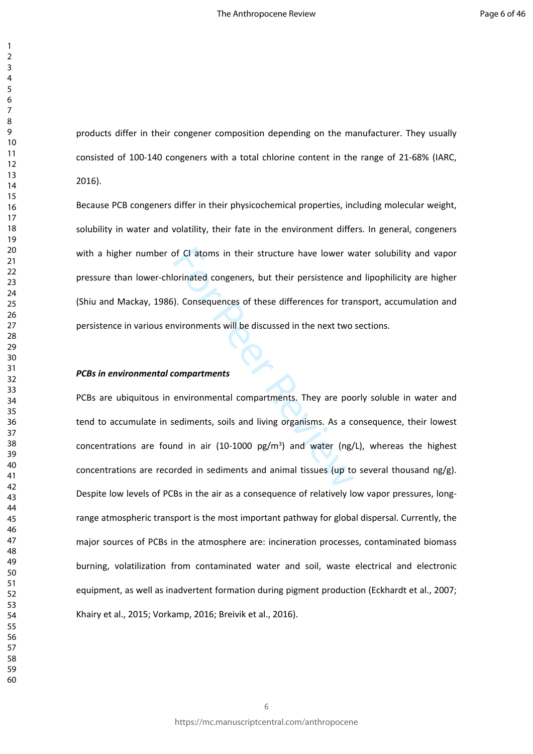products differ in their congener composition depending on the manufacturer. They usually consisted of 100-140 congeners with a total chlorine content in the range of 21-68% (IARC, 2016).

Because PCB congeners differ in their physicochemical properties, including molecular weight, solubility in water and volatility, their fate in the environment differs. In general, congeners with a higher number of Cl atoms in their structure have lower water solubility and vapor pressure than lower-chlorinated congeners, but their persistence and lipophilicity are higher (Shiu and Mackay, 1986). Consequences of these differences for transport, accumulation and persistence in various environments will be discussed in the next two sections.

***PCBs in environmental compartments***

PCBs are ubiquitous in environmental compartments. They are poorly soluble in water and tend to accumulate in sediments, soils and living organisms. As a consequence, their lowest concentrations are found in air (10-1000 pg/m$^3$) and water (ng/L), whereas the highest concentrations are recorded in sediments and animal tissues (up to several thousand ng/g). Despite low levels of PCBs in the air as a consequence of relatively low vapor pressures, long-range atmospheric transport is the most important pathway for global dispersal. Currently, the major sources of PCBs in the atmosphere are: incineration processes, contaminated biomass burning, volatilization from contaminated water and soil, waste electrical and electronic equipment, as well as inadvertent formation during pigment production (Eckhardt et al., 2007; Khairy et al., 2015; Vorkamp, 2016; Breivik et al., 2016).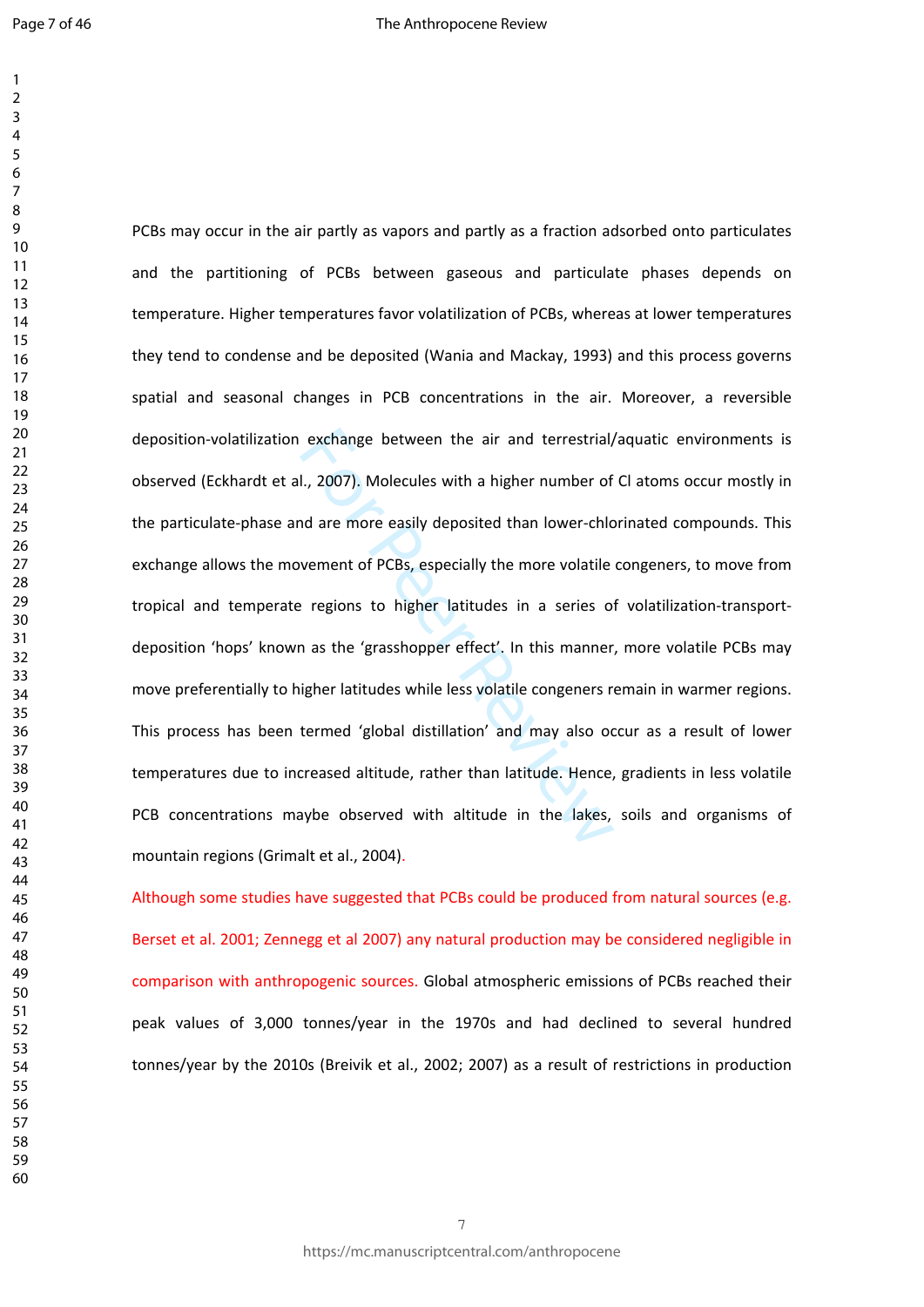PCBs may occur in the air partly as vapors and partly as a fraction adsorbed onto particulates and the partitioning of PCBs between gaseous and particulate phases depends on temperature. Higher temperatures favor volatilization of PCBs, whereas at lower temperatures they tend to condense and be deposited (Wania and Mackay, 1993) and this process governs spatial and seasonal changes in PCB concentrations in the air. Moreover, a reversible deposition-volatilization exchange between the air and terrestrial/aquatic environments is observed (Eckhardt et al., 2007). Molecules with a higher number of Cl atoms occur mostly in the particulate-phase and are more easily deposited than lower-chlorinated compounds. This exchange allows the movement of PCBs, especially the more volatile congeners, to move from tropical and temperate regions to higher latitudes in a series of volatilization-transport-deposition 'hops' known as the 'grasshopper effect'. In this manner, more volatile PCBs may move preferentially to higher latitudes while less volatile congeners remain in warmer regions. This process has been termed 'global distillation' and may also occur as a result of lower temperatures due to increased altitude, rather than latitude. Hence, gradients in less volatile PCB concentrations maybe observed with altitude in the lakes, soils and organisms of mountain regions (Grimalt et al., 2004).

Although some studies have suggested that PCBs could be produced from natural sources (e.g. Berset et al. 2001; Zennegg et al 2007) any natural production may be considered negligible in comparison with anthropogenic sources. Global atmospheric emissions of PCBs reached their peak values of 3,000 tonnes/year in the 1970s and had declined to several hundred tonnes/year by the 2010s (Breivik et al., 2002; 2007) as a result of restrictions in production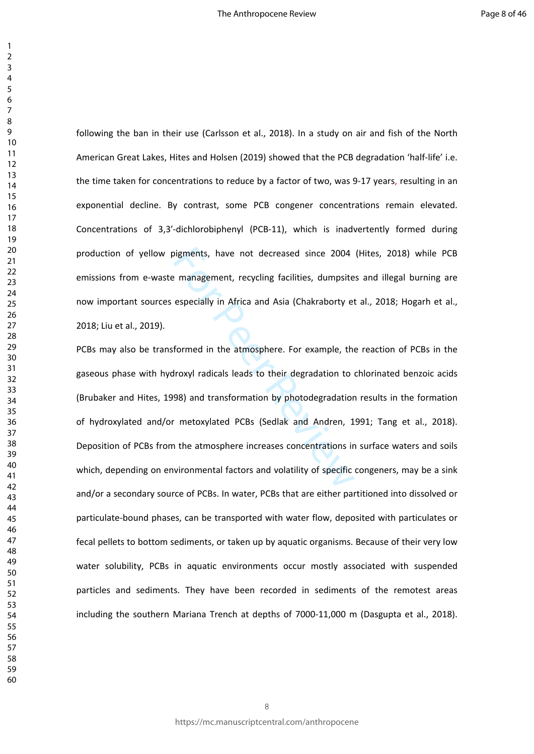following the ban in their use (Carlsson et al., 2018). In a study on air and fish of the North American Great Lakes, Hites and Holsen (2019) showed that the PCB degradation 'half-life' i.e. the time taken for concentrations to reduce by a factor of two, was 9-17 years, resulting in an exponential decline. By contrast, some PCB congener concentrations remain elevated. Concentrations of 3,3'-dichlorobiphenyl (PCB-11), which is inadvertently formed during production of yellow pigments, have not decreased since 2004 (Hites, 2018) while PCB emissions from e-waste management, recycling facilities, dumpsites and illegal burning are now important sources especially in Africa and Asia (Chakraborty et al., 2018; Hogarh et al., 2018; Liu et al., 2019).

PCBs may also be transformed in the atmosphere. For example, the reaction of PCBs in the gaseous phase with hydroxyl radicals leads to their degradation to chlorinated benzoic acids (Brubaker and Hites, 1998) and transformation by photodegradation results in the formation of hydroxylated and/or metoxylated PCBs (Sedlak and Andren, 1991; Tang et al., 2018). Deposition of PCBs from the atmosphere increases concentrations in surface waters and soils which, depending on environmental factors and volatility of specific congeners, may be a sink and/or a secondary source of PCBs. In water, PCBs that are either partitioned into dissolved or particulate-bound phases, can be transported with water flow, deposited with particulates or fecal pellets to bottom sediments, or taken up by aquatic organisms. Because of their very low water solubility, PCBs in aquatic environments occur mostly associated with suspended particles and sediments. They have been recorded in sediments of the remotest areas including the southern Mariana Trench at depths of 7000-11,000 m (Dasgupta et al., 2018).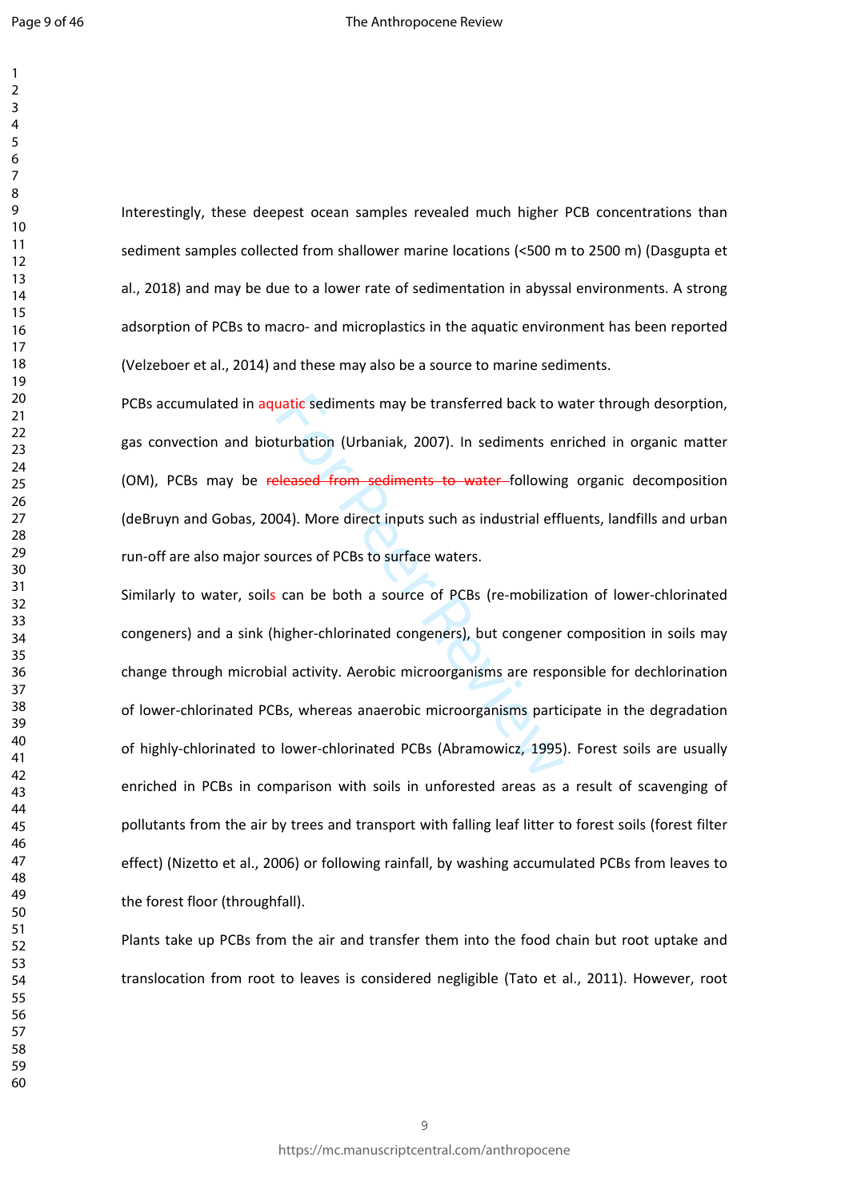Interestingly, these deepest ocean samples revealed much higher PCB concentrations than sediment samples collected from shallower marine locations (<500 m to 2500 m) (Dasgupta et al., 2018) and may be due to a lower rate of sedimentation in abyssal environments. A strong adsorption of PCBs to macro- and microplastics in the aquatic environment has been reported (Velzeboer et al., 2014) and these may also be a source to marine sediments.

PCBs accumulated in aquatic sediments may be transferred back to water through desorption, gas convection and bioturbation (Urbaniak, 2007). In sediments enriched in organic matter (OM), PCBs may be ~~released from sediments to water~~ following organic decomposition (deBruyn and Gobas, 2004). More direct inputs such as industrial effluents, landfills and urban run-off are also major sources of PCBs to surface waters.

Similarly to water, soils can be both a source of PCBs (re-mobilization of lower-chlorinated congeners) and a sink (higher-chlorinated congeners), but congener composition in soils may change through microbial activity. Aerobic microorganisms are responsible for dechlorination of lower-chlorinated PCBs, whereas anaerobic microorganisms participate in the degradation of highly-chlorinated to lower-chlorinated PCBs (Abramowicz, 1995). Forest soils are usually enriched in PCBs in comparison with soils in unforested areas as a result of scavenging of pollutants from the air by trees and transport with falling leaf litter to forest soils (forest filter effect) (Nizetto et al., 2006) or following rainfall, by washing accumulated PCBs from leaves to the forest floor (throughfall).

Plants take up PCBs from the air and transfer them into the food chain but root uptake and translocation from root to leaves is considered negligible (Tato et al., 2011). However, root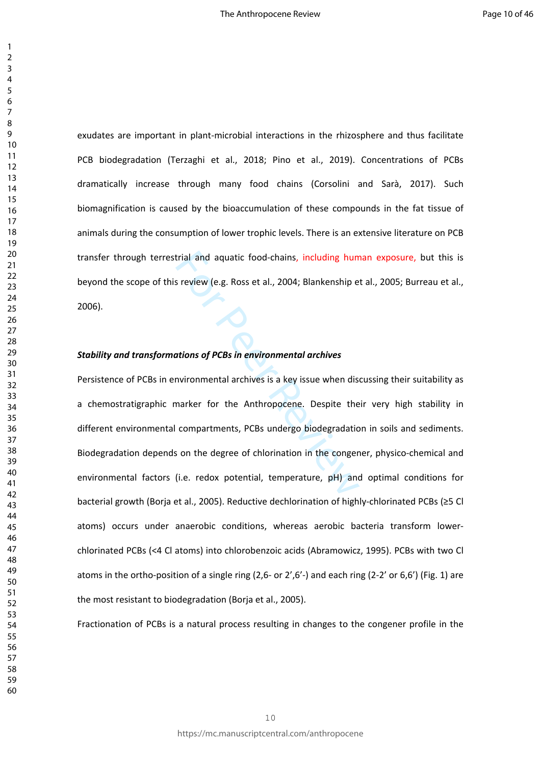exudates are important in plant-microbial interactions in the rhizosphere and thus facilitate PCB biodegradation (Terzaghi et al., 2018; Pino et al., 2019). Concentrations of PCBs dramatically increase through many food chains (Corsolini and Sarà, 2017). Such biomagnification is caused by the bioaccumulation of these compounds in the fat tissue of animals during the consumption of lower trophic levels. There is an extensive literature on PCB transfer through terrestrial and aquatic food-chains, including human exposure, but this is beyond the scope of this review (e.g. Ross et al., 2004; Blankenship et al., 2005; Burreau et al., 2006).

***Stability and transformations of PCBs in environmental archives***

Persistence of PCBs in environmental archives is a key issue when discussing their suitability as a chemostratigraphic marker for the Anthropocene. Despite their very high stability in different environmental compartments, PCBs undergo biodegradation in soils and sediments. Biodegradation depends on the degree of chlorination in the congener, physico-chemical and environmental factors (i.e. redox potential, temperature, pH) and optimal conditions for bacterial growth (Borja et al., 2005). Reductive dechlorination of highly-chlorinated PCBs (≥5 Cl atoms) occurs under anaerobic conditions, whereas aerobic bacteria transform lower-chlorinated PCBs (<4 Cl atoms) into chlorobenzoic acids (Abramowicz, 1995). PCBs with two Cl atoms in the ortho-position of a single ring (2,6- or 2',6'-) and each ring (2-2' or 6,6') (Fig. 1) are the most resistant to biodegradation (Borja et al., 2005).

Fractionation of PCBs is a natural process resulting in changes to the congener profile in the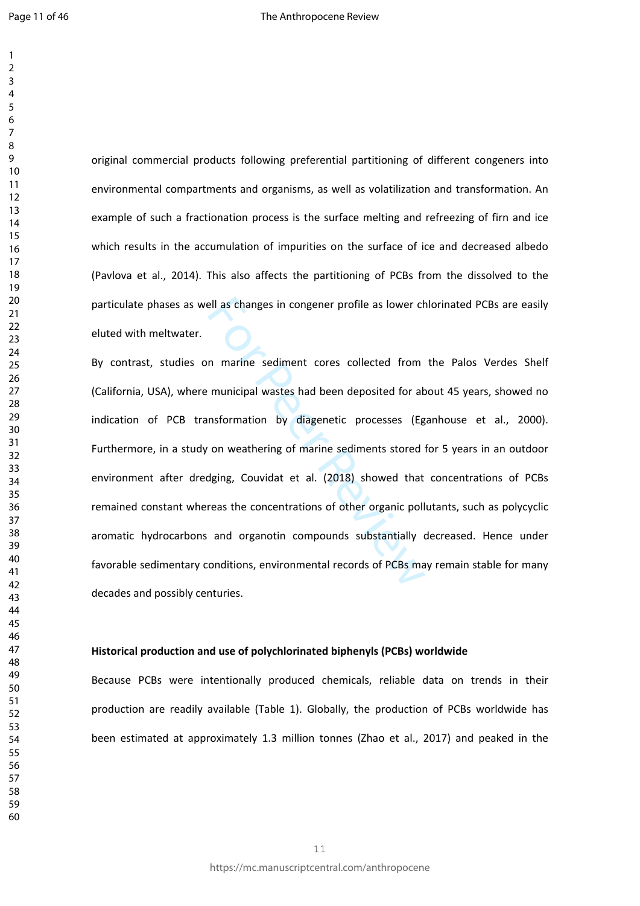original commercial products following preferential partitioning of different congeners into environmental compartments and organisms, as well as volatilization and transformation. An example of such a fractionation process is the surface melting and refreezing of firn and ice which results in the accumulation of impurities on the surface of ice and decreased albedo (Pavlova et al., 2014). This also affects the partitioning of PCBs from the dissolved to the particulate phases as well as changes in congener profile as lower chlorinated PCBs are easily eluted with meltwater.

By contrast, studies on marine sediment cores collected from the Palos Verdes Shelf (California, USA), where municipal wastes had been deposited for about 45 years, showed no indication of PCB transformation by diagenetic processes (Eganhouse et al., 2000). Furthermore, in a study on weathering of marine sediments stored for 5 years in an outdoor environment after dredging, Couvidat et al. (2018) showed that concentrations of PCBs remained constant whereas the concentrations of other organic pollutants, such as polycyclic aromatic hydrocarbons and organotin compounds substantially decreased. Hence under favorable sedimentary conditions, environmental records of PCBs may remain stable for many decades and possibly centuries.

**Historical production and use of polychlorinated biphenyls (PCBs) worldwide**

Because PCBs were intentionally produced chemicals, reliable data on trends in their production are readily available (Table 1). Globally, the production of PCBs worldwide has been estimated at approximately 1.3 million tonnes (Zhao et al., 2017) and peaked in the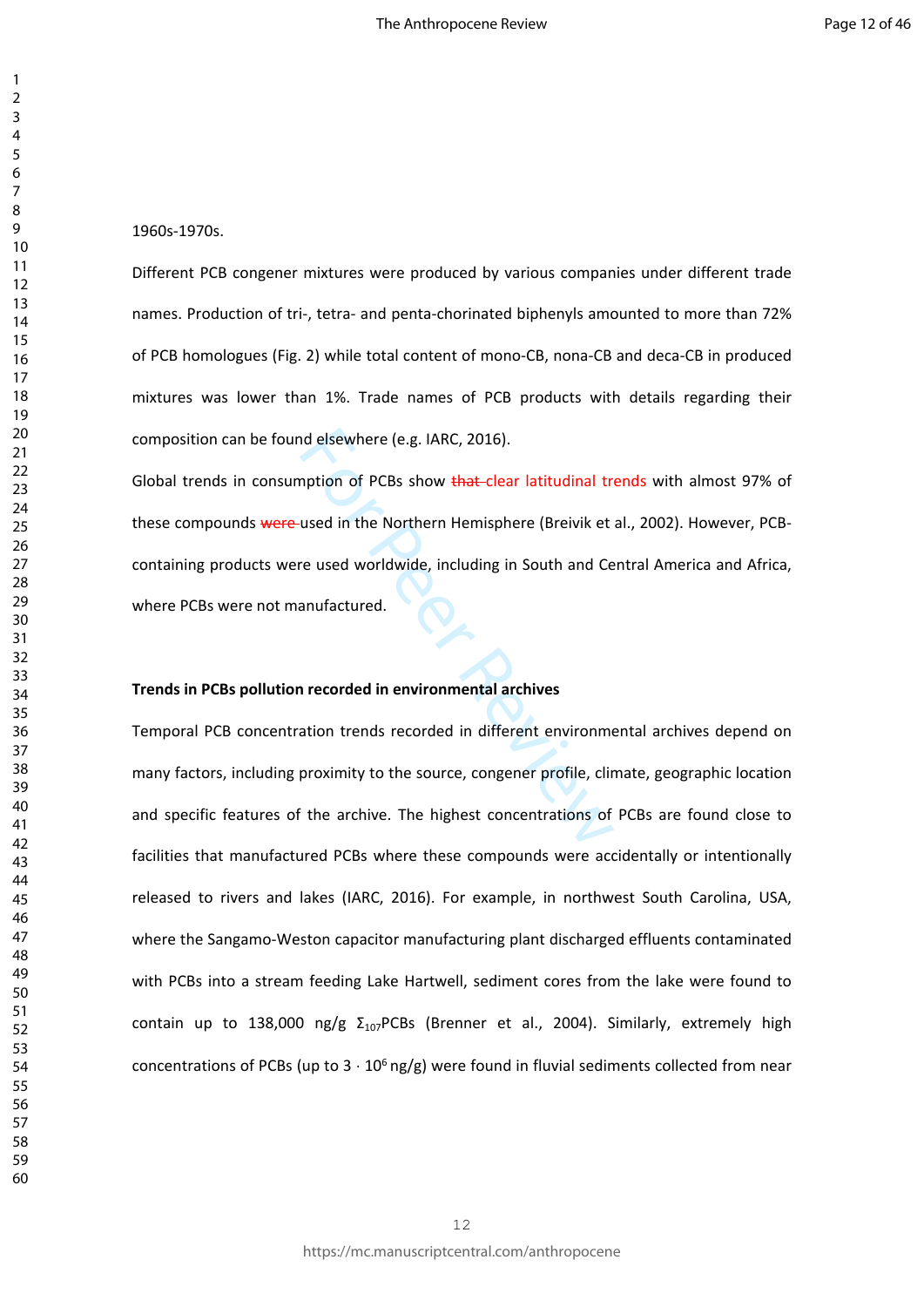1960s-1970s.

Different PCB congener mixtures were produced by various companies under different trade names. Production of tri-, tetra- and penta-chorinated biphenyls amounted to more than 72% of PCB homologues (Fig. 2) while total content of mono-CB, nona-CB and deca-CB in produced mixtures was lower than 1%. Trade names of PCB products with details regarding their composition can be found elsewhere (e.g. IARC, 2016).

Global trends in consumption of PCBs show ~~that~~ clear latitudinal trends with almost 97% of these compounds ~~were~~ used in the Northern Hemisphere (Breivik et al., 2002). However, PCB-containing products were used worldwide, including in South and Central America and Africa, where PCBs were not manufactured.

**Trends in PCBs pollution recorded in environmental archives**

Temporal PCB concentration trends recorded in different environmental archives depend on many factors, including proximity to the source, congener profile, climate, geographic location and specific features of the archive. The highest concentrations of PCBs are found close to facilities that manufactured PCBs where these compounds were accidentally or intentionally released to rivers and lakes (IARC, 2016). For example, in northwest South Carolina, USA, where the Sangamo-Weston capacitor manufacturing plant discharged effluents contaminated with PCBs into a stream feeding Lake Hartwell, sediment cores from the lake were found to contain up to 138,000 ng/g $\Sigma_{107}$PCBs (Brenner et al., 2004). Similarly, extremely high concentrations of PCBs (up to $3 \cdot 10^{6}$ ng/g) were found in fluvial sediments collected from near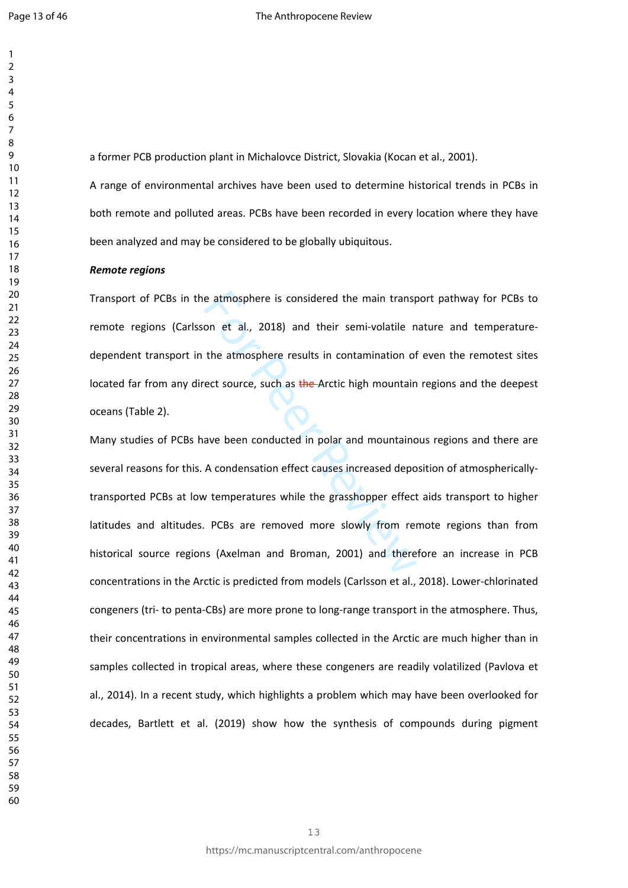a former PCB production plant in Michalovce District, Slovakia (Kocan et al., 2001).

A range of environmental archives have been used to determine historical trends in PCBs in both remote and polluted areas. PCBs have been recorded in every location where they have been analyzed and may be considered to be globally ubiquitous.

***Remote regions***

Transport of PCBs in the atmosphere is considered the main transport pathway for PCBs to remote regions (Carlsson et al., 2018) and their semi-volatile nature and temperature-dependent transport in the atmosphere results in contamination of even the remotest sites located far from any direct source, such as ~~the~~ Arctic high mountain regions and the deepest oceans (Table 2).

Many studies of PCBs have been conducted in polar and mountainous regions and there are several reasons for this. A condensation effect causes increased deposition of atmospherically-transported PCBs at low temperatures while the grasshopper effect aids transport to higher latitudes and altitudes. PCBs are removed more slowly from remote regions than from historical source regions (Axelman and Broman, 2001) and therefore an increase in PCB concentrations in the Arctic is predicted from models (Carlsson et al., 2018). Lower-chlorinated congeners (tri- to penta-CBs) are more prone to long-range transport in the atmosphere. Thus, their concentrations in environmental samples collected in the Arctic are much higher than in samples collected in tropical areas, where these congeners are readily volatilized (Pavlova et al., 2014). In a recent study, which highlights a problem which may have been overlooked for decades, Bartlett et al. (2019) show how the synthesis of compounds during pigment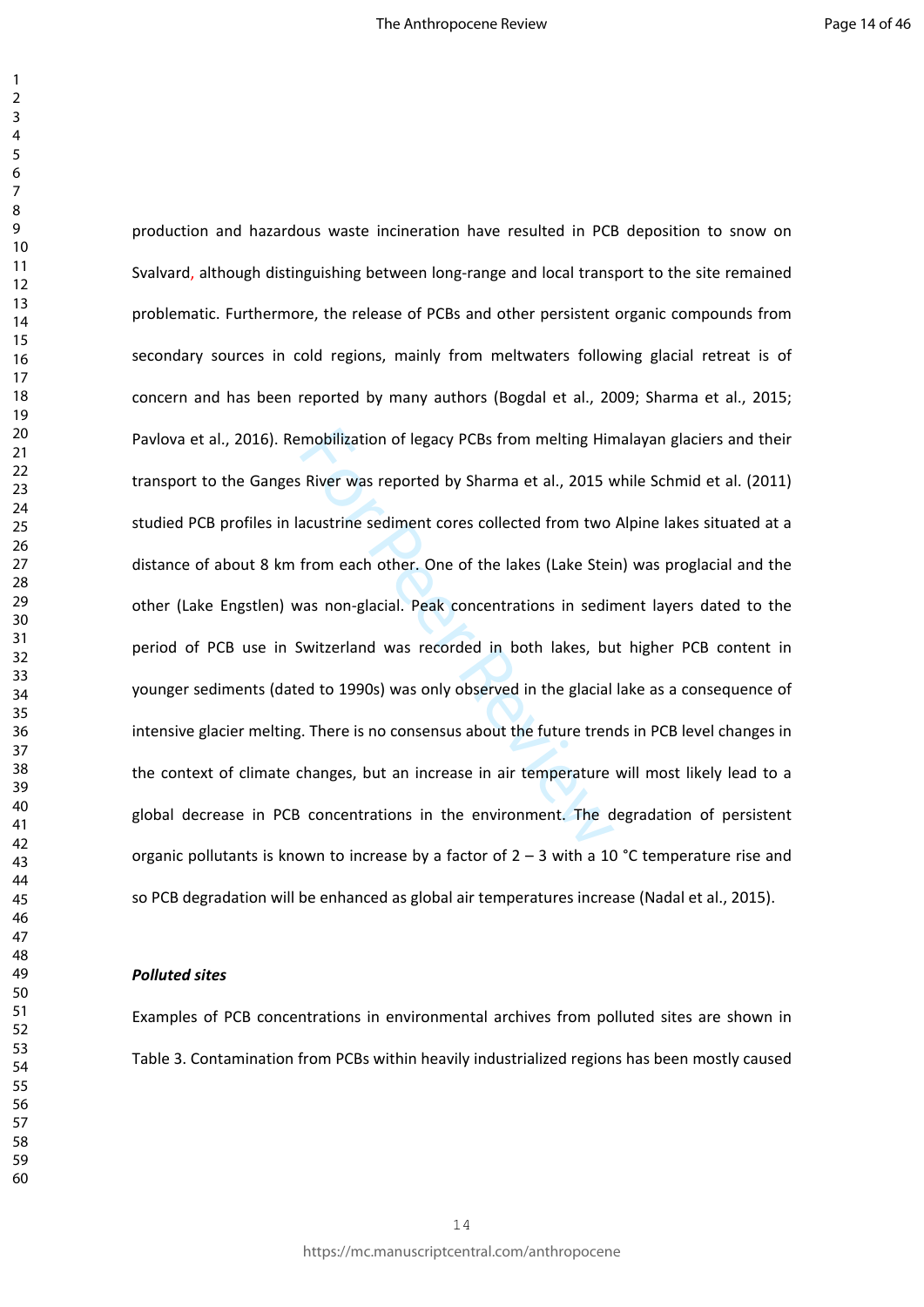production and hazardous waste incineration have resulted in PCB deposition to snow on Svalvard, although distinguishing between long-range and local transport to the site remained problematic. Furthermore, the release of PCBs and other persistent organic compounds from secondary sources in cold regions, mainly from meltwaters following glacial retreat is of concern and has been reported by many authors (Bogdal et al., 2009; Sharma et al., 2015; Pavlova et al., 2016). Remobilization of legacy PCBs from melting Himalayan glaciers and their transport to the Ganges River was reported by Sharma et al., 2015 while Schmid et al. (2011) studied PCB profiles in lacustrine sediment cores collected from two Alpine lakes situated at a distance of about 8 km from each other. One of the lakes (Lake Stein) was proglacial and the other (Lake Engstlen) was non-glacial. Peak concentrations in sediment layers dated to the period of PCB use in Switzerland was recorded in both lakes, but higher PCB content in younger sediments (dated to 1990s) was only observed in the glacial lake as a consequence of intensive glacier melting. There is no consensus about the future trends in PCB level changes in the context of climate changes, but an increase in air temperature will most likely lead to a global decrease in PCB concentrations in the environment. The degradation of persistent organic pollutants is known to increase by a factor of 2 – 3 with a 10 °C temperature rise and so PCB degradation will be enhanced as global air temperatures increase (Nadal et al., 2015).

***Polluted sites***

Examples of PCB concentrations in environmental archives from polluted sites are shown in Table 3. Contamination from PCBs within heavily industrialized regions has been mostly caused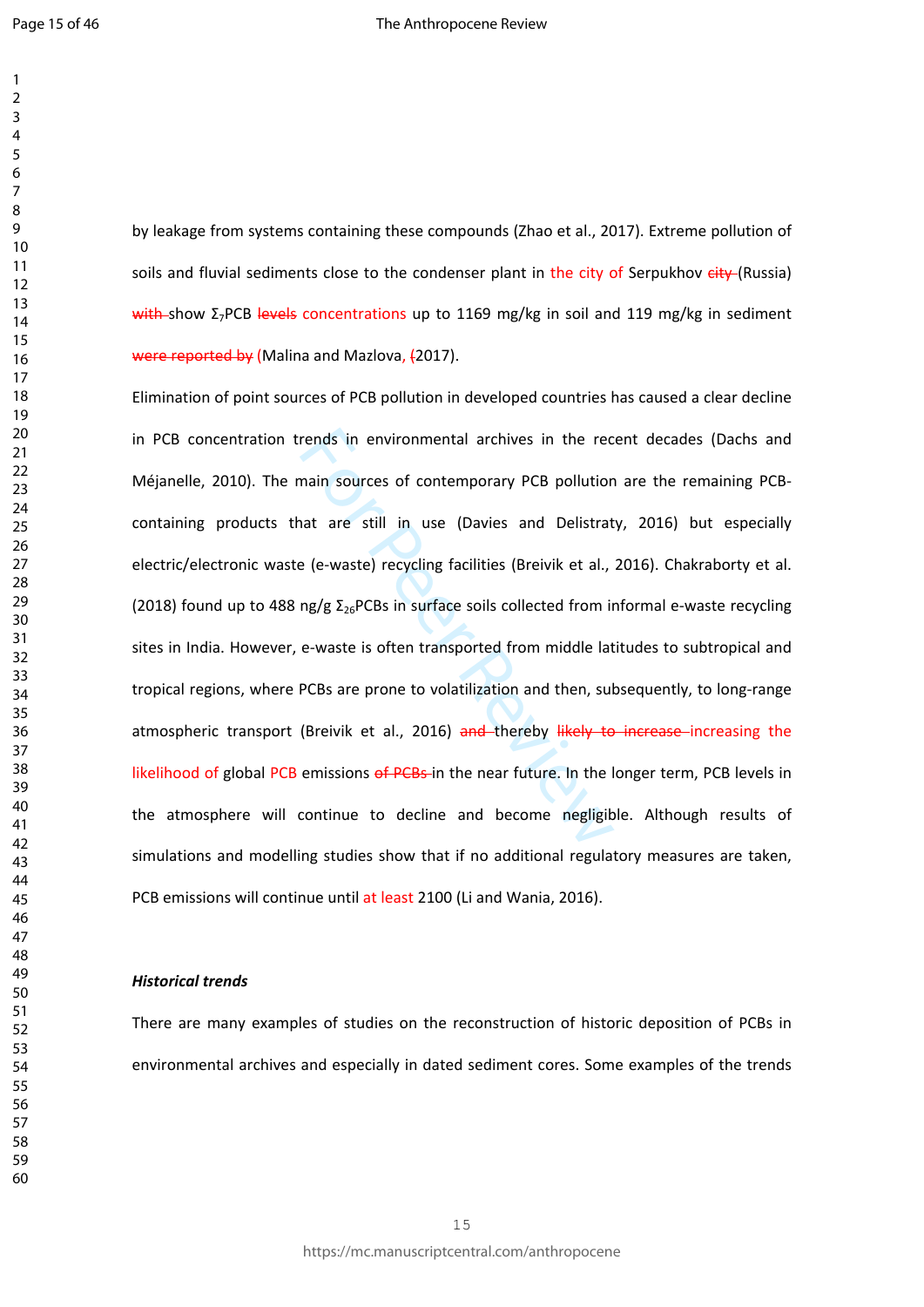by leakage from systems containing these compounds (Zhao et al., 2017). Extreme pollution of soils and fluvial sediments close to the condenser plant in the city of Serpukhov ~~city~~ (Russia) ~~with~~ show $\Sigma_7$PCB ~~levels~~ concentrations up to 1169 mg/kg in soil and 119 mg/kg in sediment ~~were reported by~~ (Malina and Mazlova, ~~(~~2017).

Elimination of point sources of PCB pollution in developed countries has caused a clear decline in PCB concentration trends in environmental archives in the recent decades (Dachs and Méjanelle, 2010). The main sources of contemporary PCB pollution are the remaining PCB-containing products that are still in use (Davies and Delistraty, 2016) but especially electric/electronic waste (e-waste) recycling facilities (Breivik et al., 2016). Chakraborty et al. (2018) found up to 488 ng/g $\Sigma_{26}$PCBs in surface soils collected from informal e-waste recycling sites in India. However, e-waste is often transported from middle latitudes to subtropical and tropical regions, where PCBs are prone to volatilization and then, subsequently, to long-range atmospheric transport (Breivik et al., 2016) ~~and~~ thereby ~~likely to increase~~ increasing the likelihood of global PCB emissions ~~of PCBs~~ in the near future. In the longer term, PCB levels in the atmosphere will continue to decline and become negligible. Although results of simulations and modelling studies show that if no additional regulatory measures are taken, PCB emissions will continue until at least 2100 (Li and Wania, 2016).

***Historical trends***

There are many examples of studies on the reconstruction of historic deposition of PCBs in environmental archives and especially in dated sediment cores. Some examples of the trends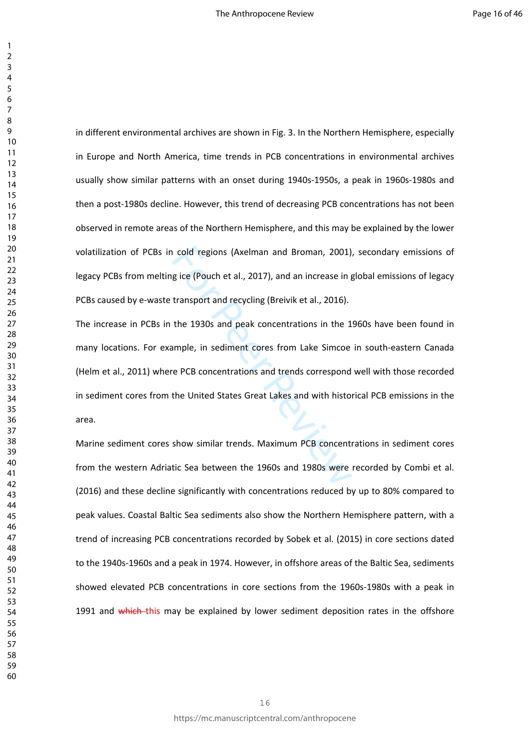in different environmental archives are shown in Fig. 3. In the Northern Hemisphere, especially in Europe and North America, time trends in PCB concentrations in environmental archives usually show similar patterns with an onset during 1940s-1950s, a peak in 1960s-1980s and then a post-1980s decline. However, this trend of decreasing PCB concentrations has not been observed in remote areas of the Northern Hemisphere, and this may be explained by the lower volatilization of PCBs in cold regions (Axelman and Broman, 2001), secondary emissions of legacy PCBs from melting ice (Pouch et al., 2017), and an increase in global emissions of legacy PCBs caused by e-waste transport and recycling (Breivik et al., 2016).

The increase in PCBs in the 1930s and peak concentrations in the 1960s have been found in many locations. For example, in sediment cores from Lake Simcoe in south-eastern Canada (Helm et al., 2011) where PCB concentrations and trends correspond well with those recorded in sediment cores from the United States Great Lakes and with historical PCB emissions in the area.

Marine sediment cores show similar trends. Maximum PCB concentrations in sediment cores from the western Adriatic Sea between the 1960s and 1980s were recorded by Combi et al. (2016) and these decline significantly with concentrations reduced by up to 80% compared to peak values. Coastal Baltic Sea sediments also show the Northern Hemisphere pattern, with a trend of increasing PCB concentrations recorded by Sobek et al. (2015) in core sections dated to the 1940s-1960s and a peak in 1974. However, in offshore areas of the Baltic Sea, sediments showed elevated PCB concentrations in core sections from the 1960s-1980s with a peak in 1991 and ~~which~~ this may be explained by lower sediment deposition rates in the offshore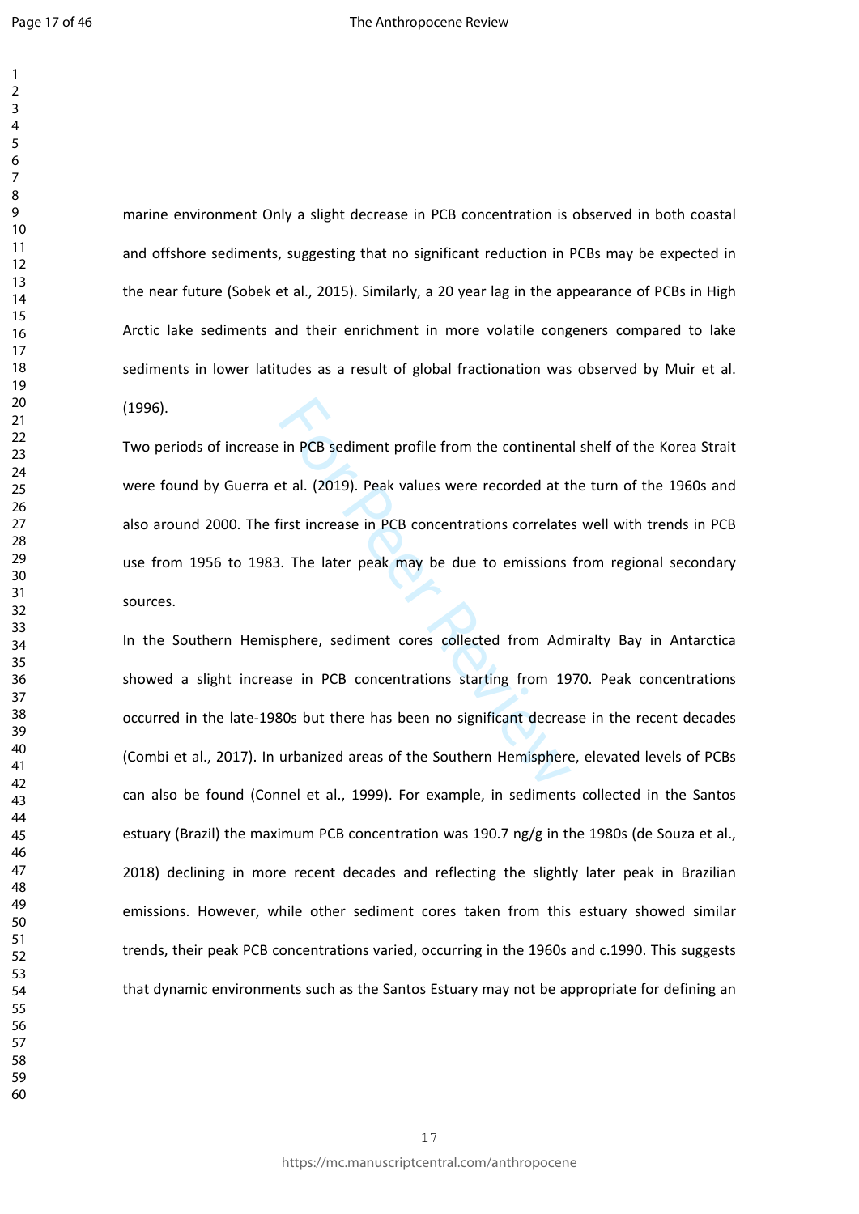marine environment Only a slight decrease in PCB concentration is observed in both coastal and offshore sediments, suggesting that no significant reduction in PCBs may be expected in the near future (Sobek et al., 2015). Similarly, a 20 year lag in the appearance of PCBs in High Arctic lake sediments and their enrichment in more volatile congeners compared to lake sediments in lower latitudes as a result of global fractionation was observed by Muir et al. (1996).

Two periods of increase in PCB sediment profile from the continental shelf of the Korea Strait were found by Guerra et al. (2019). Peak values were recorded at the turn of the 1960s and also around 2000. The first increase in PCB concentrations correlates well with trends in PCB use from 1956 to 1983. The later peak may be due to emissions from regional secondary sources.

In the Southern Hemisphere, sediment cores collected from Admiralty Bay in Antarctica showed a slight increase in PCB concentrations starting from 1970. Peak concentrations occurred in the late-1980s but there has been no significant decrease in the recent decades (Combi et al., 2017). In urbanized areas of the Southern Hemisphere, elevated levels of PCBs can also be found (Connel et al., 1999). For example, in sediments collected in the Santos estuary (Brazil) the maximum PCB concentration was 190.7 ng/g in the 1980s (de Souza et al., 2018) declining in more recent decades and reflecting the slightly later peak in Brazilian emissions. However, while other sediment cores taken from this estuary showed similar trends, their peak PCB concentrations varied, occurring in the 1960s and c.1990. This suggests that dynamic environments such as the Santos Estuary may not be appropriate for defining an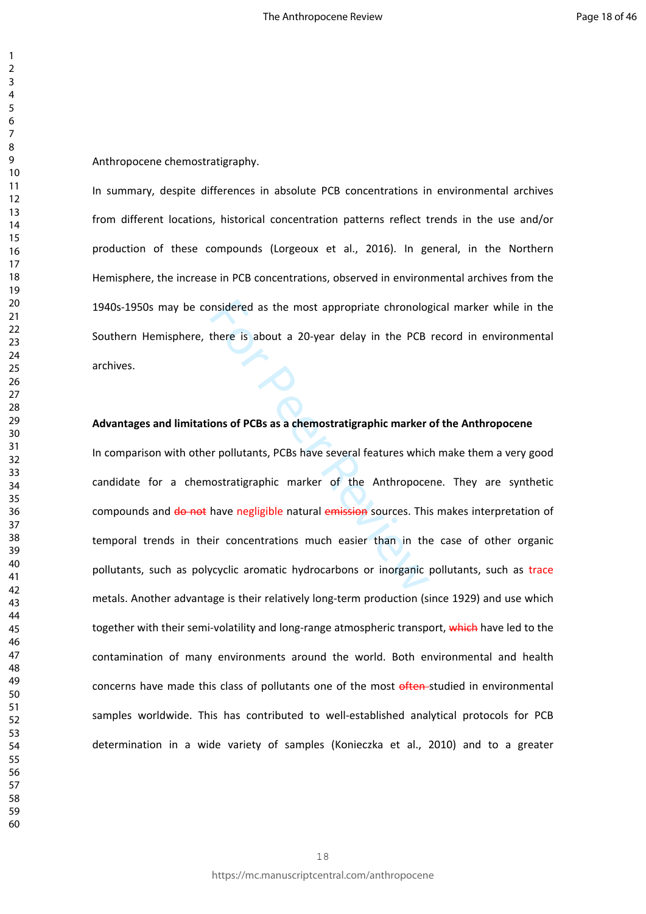Anthropocene chemostratigraphy.

In summary, despite differences in absolute PCB concentrations in environmental archives from different locations, historical concentration patterns reflect trends in the use and/or production of these compounds (Lorgeoux et al., 2016). In general, in the Northern Hemisphere, the increase in PCB concentrations, observed in environmental archives from the 1940s-1950s may be considered as the most appropriate chronological marker while in the Southern Hemisphere, there is about a 20-year delay in the PCB record in environmental archives.

**Advantages and limitations of PCBs as a chemostratigraphic marker of the Anthropocene**

In comparison with other pollutants, PCBs have several features which make them a very good candidate for a chemostratigraphic marker of the Anthropocene. They are synthetic compounds and ~~do not~~ have negligible natural ~~emission~~ sources. This makes interpretation of temporal trends in their concentrations much easier than in the case of other organic pollutants, such as polycyclic aromatic hydrocarbons or inorganic pollutants, such as trace metals. Another advantage is their relatively long-term production (since 1929) and use which together with their semi-volatility and long-range atmospheric transport, ~~which~~ have led to the contamination of many environments around the world. Both environmental and health concerns have made this class of pollutants one of the most ~~often~~ studied in environmental samples worldwide. This has contributed to well-established analytical protocols for PCB determination in a wide variety of samples (Konieczka et al., 2010) and to a greater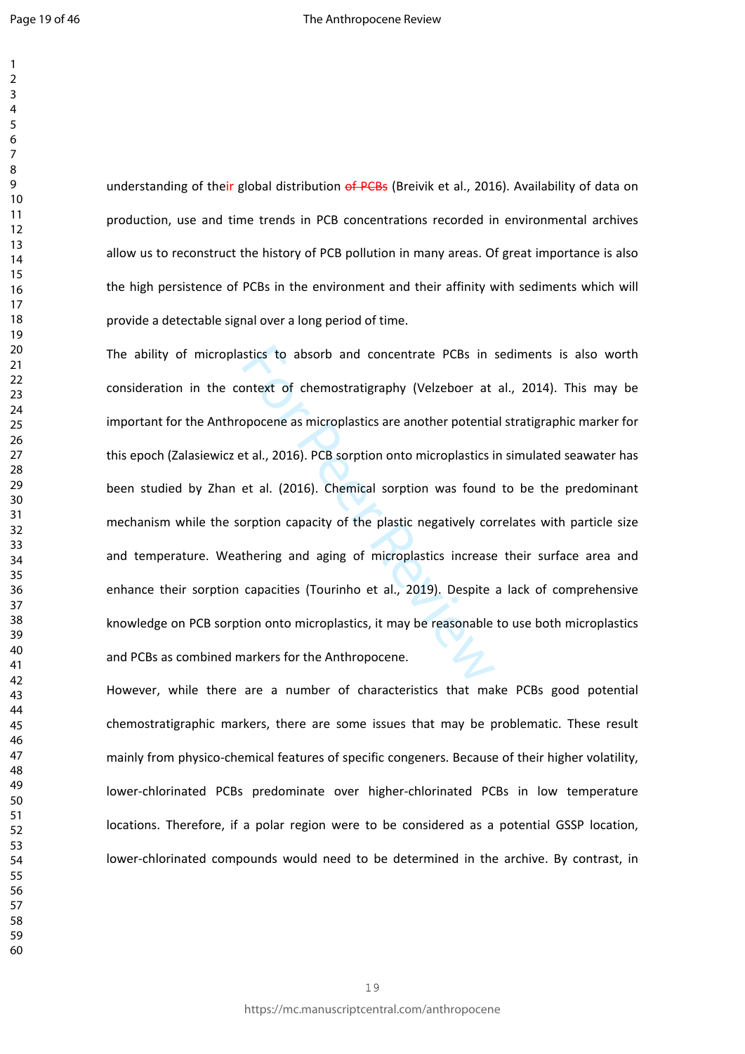understanding of their global distribution ~~of PCBs~~ (Breivik et al., 2016). Availability of data on production, use and time trends in PCB concentrations recorded in environmental archives allow us to reconstruct the history of PCB pollution in many areas. Of great importance is also the high persistence of PCBs in the environment and their affinity with sediments which will provide a detectable signal over a long period of time.

The ability of microplastics to absorb and concentrate PCBs in sediments is also worth consideration in the context of chemostratigraphy (Velzeboer at al., 2014). This may be important for the Anthropocene as microplastics are another potential stratigraphic marker for this epoch (Zalasiewicz et al., 2016). PCB sorption onto microplastics in simulated seawater has been studied by Zhan et al. (2016). Chemical sorption was found to be the predominant mechanism while the sorption capacity of the plastic negatively correlates with particle size and temperature. Weathering and aging of microplastics increase their surface area and enhance their sorption capacities (Tourinho et al., 2019). Despite a lack of comprehensive knowledge on PCB sorption onto microplastics, it may be reasonable to use both microplastics and PCBs as combined markers for the Anthropocene.

However, while there are a number of characteristics that make PCBs good potential chemostratigraphic markers, there are some issues that may be problematic. These result mainly from physico-chemical features of specific congeners. Because of their higher volatility, lower-chlorinated PCBs predominate over higher-chlorinated PCBs in low temperature locations. Therefore, if a polar region were to be considered as a potential GSSP location, lower-chlorinated compounds would need to be determined in the archive. By contrast, in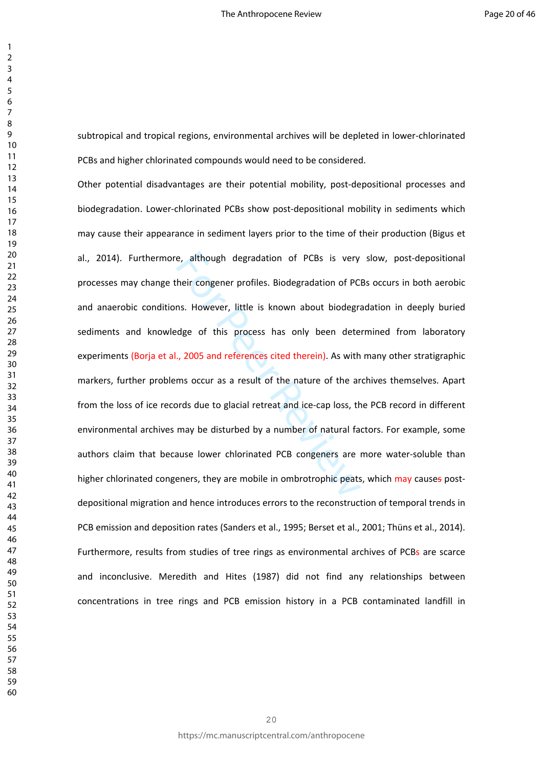subtropical and tropical regions, environmental archives will be depleted in lower-chlorinated PCBs and higher chlorinated compounds would need to be considered.

Other potential disadvantages are their potential mobility, post-depositional processes and biodegradation. Lower-chlorinated PCBs show post-depositional mobility in sediments which may cause their appearance in sediment layers prior to the time of their production (Bigus et al., 2014). Furthermore, although degradation of PCBs is very slow, post-depositional processes may change their congener profiles. Biodegradation of PCBs occurs in both aerobic and anaerobic conditions. However, little is known about biodegradation in deeply buried sediments and knowledge of this process has only been determined from laboratory experiments (Borja et al., 2005 and references cited therein). As with many other stratigraphic markers, further problems occur as a result of the nature of the archives themselves. Apart from the loss of ice records due to glacial retreat and ice-cap loss, the PCB record in different environmental archives may be disturbed by a number of natural factors. For example, some authors claim that because lower chlorinated PCB congeners are more water-soluble than higher chlorinated congeners, they are mobile in ombrotrophic peats, which may causes post-depositional migration and hence introduces errors to the reconstruction of temporal trends in PCB emission and deposition rates (Sanders et al., 1995; Berset et al., 2001; Thüns et al., 2014). Furthermore, results from studies of tree rings as environmental archives of PCBs are scarce and inconclusive. Meredith and Hites (1987) did not find any relationships between concentrations in tree rings and PCB emission history in a PCB contaminated landfill in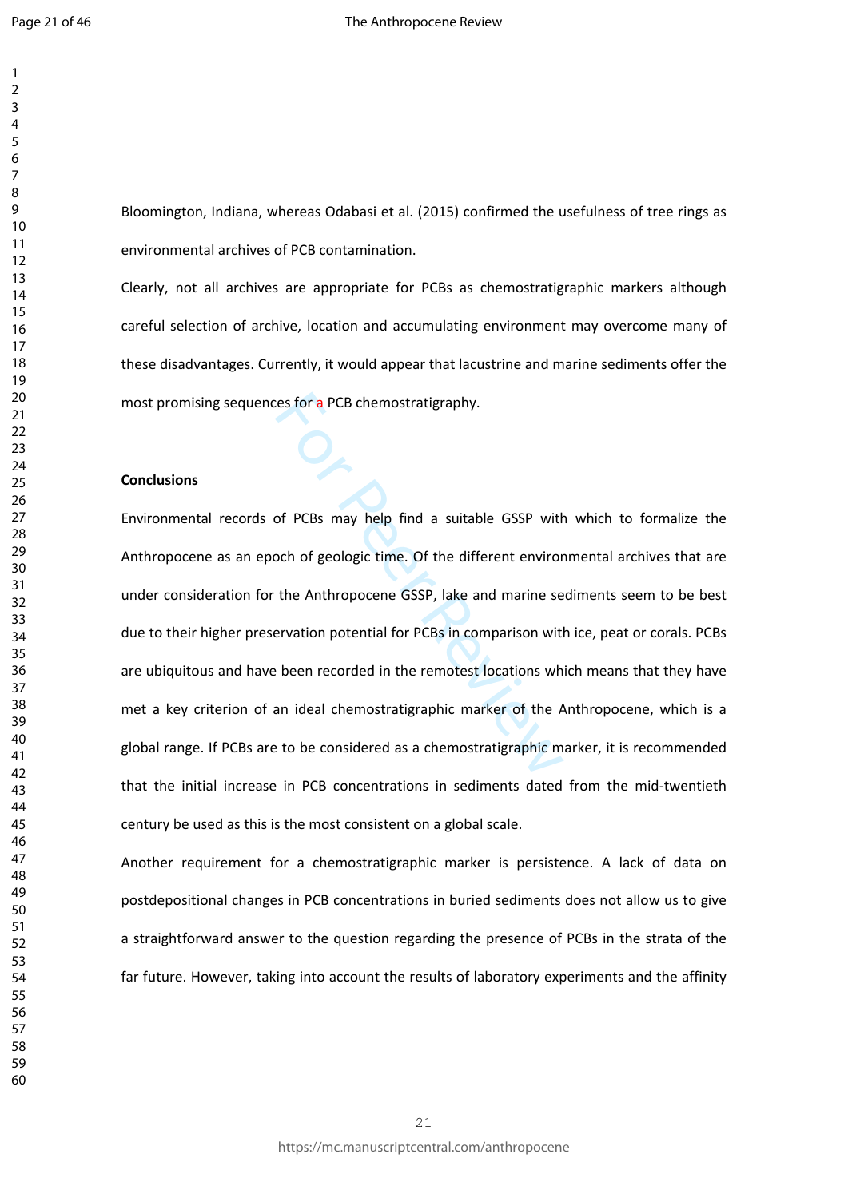Bloomington, Indiana, whereas Odabasi et al. (2015) confirmed the usefulness of tree rings as environmental archives of PCB contamination.

Clearly, not all archives are appropriate for PCBs as chemostratigraphic markers although careful selection of archive, location and accumulating environment may overcome many of these disadvantages. Currently, it would appear that lacustrine and marine sediments offer the most promising sequences for a PCB chemostratigraphy.

## Conclusions

Environmental records of PCBs may help find a suitable GSSP with which to formalize the Anthropocene as an epoch of geologic time. Of the different environmental archives that are under consideration for the Anthropocene GSSP, lake and marine sediments seem to be best due to their higher preservation potential for PCBs in comparison with ice, peat or corals. PCBs are ubiquitous and have been recorded in the remotest locations which means that they have met a key criterion of an ideal chemostratigraphic marker of the Anthropocene, which is a global range. If PCBs are to be considered as a chemostratigraphic marker, it is recommended that the initial increase in PCB concentrations in sediments dated from the mid-twentieth century be used as this is the most consistent on a global scale.

Another requirement for a chemostratigraphic marker is persistence. A lack of data on postdepositional changes in PCB concentrations in buried sediments does not allow us to give a straightforward answer to the question regarding the presence of PCBs in the strata of the far future. However, taking into account the results of laboratory experiments and the affinity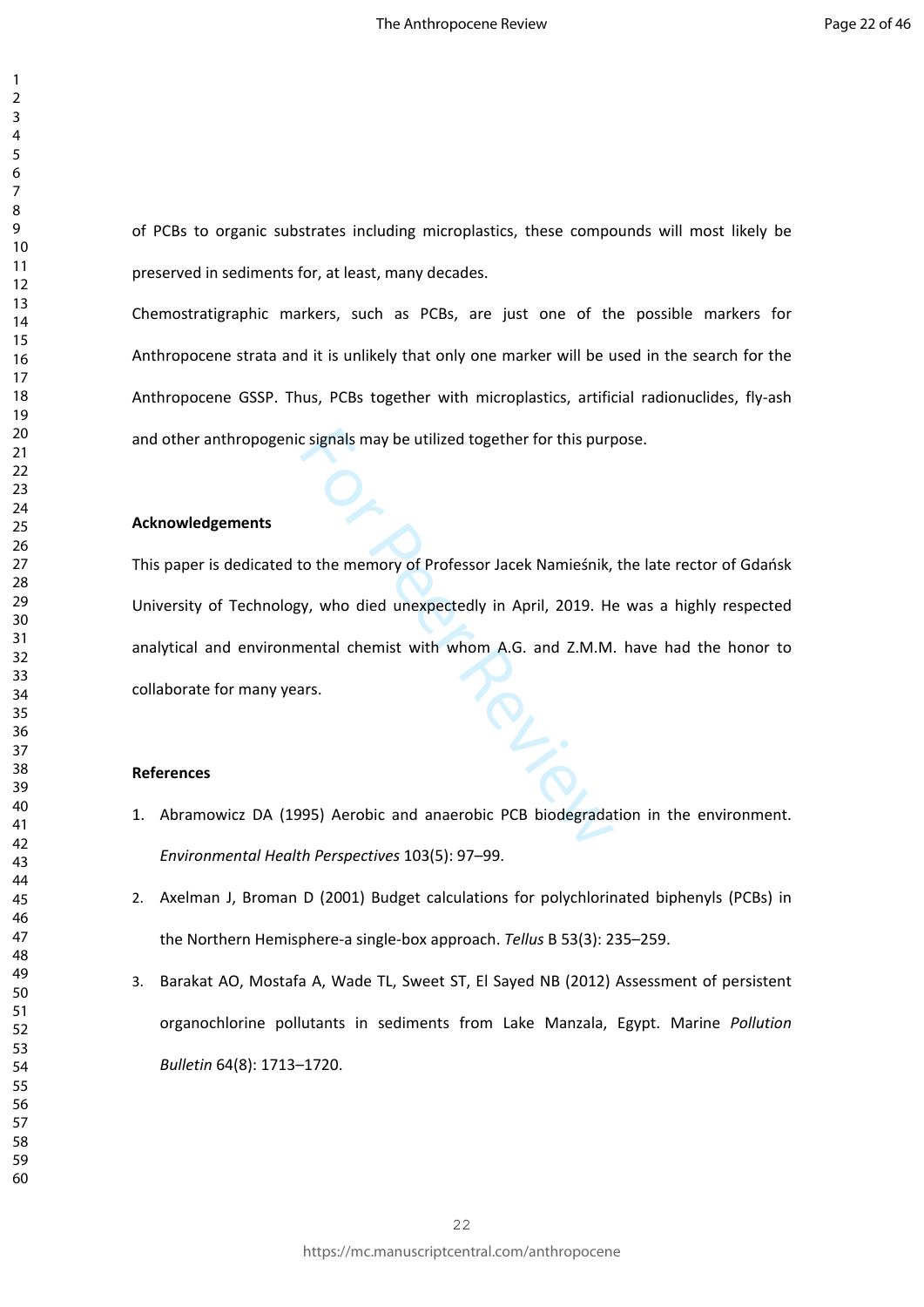of PCBs to organic substrates including microplastics, these compounds will most likely be preserved in sediments for, at least, many decades.

Chemostratigraphic markers, such as PCBs, are just one of the possible markers for Anthropocene strata and it is unlikely that only one marker will be used in the search for the Anthropocene GSSP. Thus, PCBs together with microplastics, artificial radionuclides, fly-ash and other anthropogenic signals may be utilized together for this purpose.

**Acknowledgements**

This paper is dedicated to the memory of Professor Jacek Namieśnik, the late rector of Gdańsk University of Technology, who died unexpectedly in April, 2019. He was a highly respected analytical and environmental chemist with whom A.G. and Z.M.M. have had the honor to collaborate for many years.

**References**

1. Abramowicz DA (1995) Aerobic and anaerobic PCB biodegradation in the environment. *Environmental Health Perspectives* 103(5): 97–99.
2. Axelman J, Broman D (2001) Budget calculations for polychlorinated biphenyls (PCBs) in the Northern Hemisphere-a single-box approach. *Tellus* B 53(3): 235–259.
3. Barakat AO, Mostafa A, Wade TL, Sweet ST, El Sayed NB (2012) Assessment of persistent organochlorine pollutants in sediments from Lake Manzala, Egypt. Marine *Pollution Bulletin* 64(8): 1713–1720.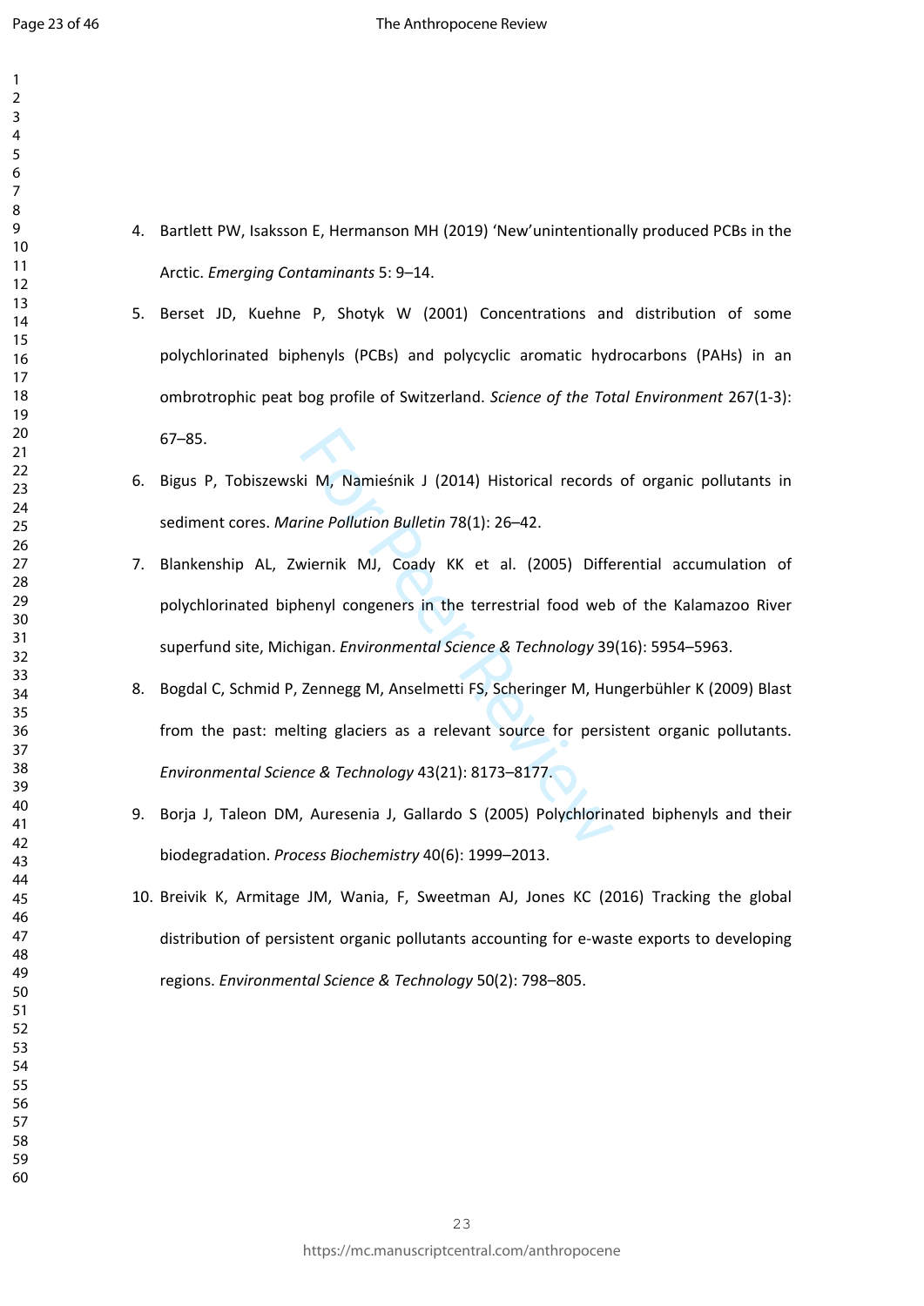4. Bartlett PW, Isaksson E, Hermanson MH (2019) ‘New’unintentionally produced PCBs in the Arctic. *Emerging Contaminants* 5: 9–14.

5. Berset JD, Kuehne P, Shotyk W (2001) Concentrations and distribution of some polychlorinated biphenyls (PCBs) and polycyclic aromatic hydrocarbons (PAHs) in an ombrotrophic peat bog profile of Switzerland. *Science of the Total Environment* 267(1-3): 67–85.

6. Bigus P, Tobiszewski M, Namieśnik J (2014) Historical records of organic pollutants in sediment cores. *Marine Pollution Bulletin* 78(1): 26–42.

7. Blankenship AL, Zwiernik MJ, Coady KK et al. (2005) Differential accumulation of polychlorinated biphenyl congeners in the terrestrial food web of the Kalamazoo River superfund site, Michigan. *Environmental Science & Technology* 39(16): 5954–5963.

8. Bogdal C, Schmid P, Zennegg M, Anselmetti FS, Scheringer M, Hungerbühler K (2009) Blast from the past: melting glaciers as a relevant source for persistent organic pollutants. *Environmental Science & Technology* 43(21): 8173–8177.

9. Borja J, Taleon DM, Auresenia J, Gallardo S (2005) Polychlorinated biphenyls and their biodegradation. *Process Biochemistry* 40(6): 1999–2013.

10. Breivik K, Armitage JM, Wania, F, Sweetman AJ, Jones KC (2016) Tracking the global distribution of persistent organic pollutants accounting for e-waste exports to developing regions. *Environmental Science & Technology* 50(2): 798–805.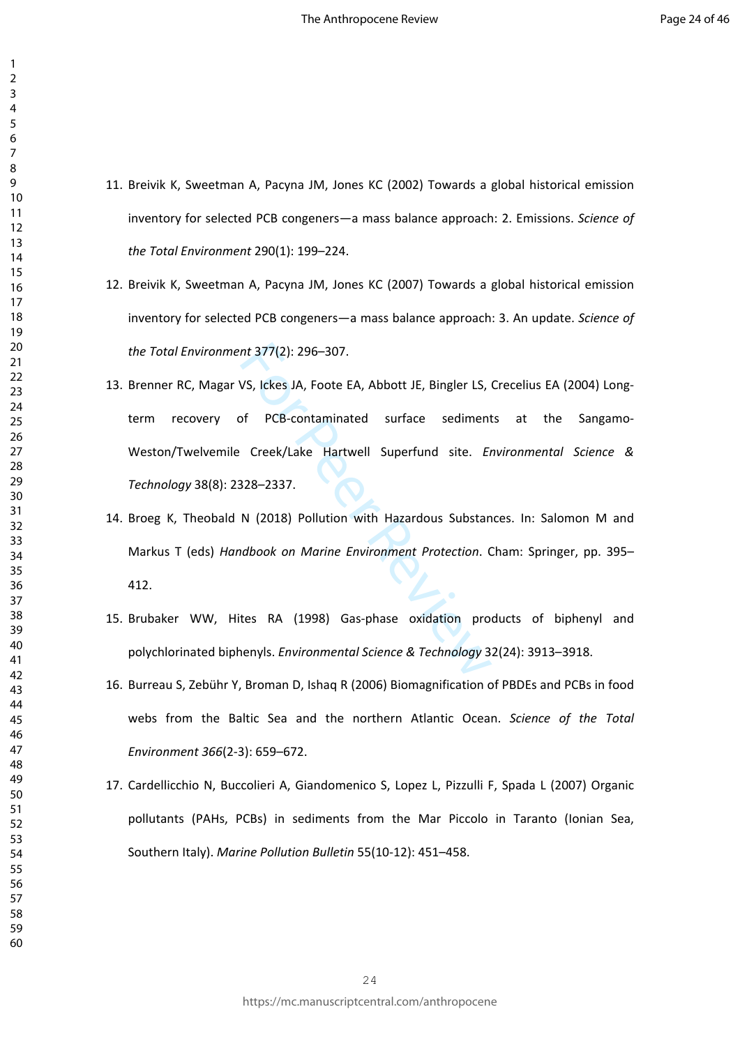11. Breivik K, Sweetman A, Pacyna JM, Jones KC (2002) Towards a global historical emission inventory for selected PCB congeners—a mass balance approach: 2. Emissions. *Science of the Total Environment* 290(1): 199–224.

12. Breivik K, Sweetman A, Pacyna JM, Jones KC (2007) Towards a global historical emission inventory for selected PCB congeners—a mass balance approach: 3. An update. *Science of the Total Environment* 377(2): 296–307.

13. Brenner RC, Magar VS, Ickes JA, Foote EA, Abbott JE, Bingler LS, Crecelius EA (2004) Long-term recovery of PCB-contaminated surface sediments at the Sangamo-Weston/Twelvemile Creek/Lake Hartwell Superfund site. *Environmental Science & Technology* 38(8): 2328–2337.

14. Broeg K, Theobald N (2018) Pollution with Hazardous Substances. In: Salomon M and Markus T (eds) *Handbook on Marine Environment Protection*. Cham: Springer, pp. 395–412.

15. Brubaker WW, Hites RA (1998) Gas-phase oxidation products of biphenyl and polychlorinated biphenyls. *Environmental Science & Technology* 32(24): 3913–3918.

16. Burreau S, Zebühr Y, Broman D, Ishaq R (2006) Biomagnification of PBDEs and PCBs in food webs from the Baltic Sea and the northern Atlantic Ocean. *Science of the Total Environment 366*(2-3): 659–672.

17. Cardellicchio N, Buccolieri A, Giandomenico S, Lopez L, Pizzulli F, Spada L (2007) Organic pollutants (PAHs, PCBs) in sediments from the Mar Piccolo in Taranto (Ionian Sea, Southern Italy). *Marine Pollution Bulletin* 55(10-12): 451–458.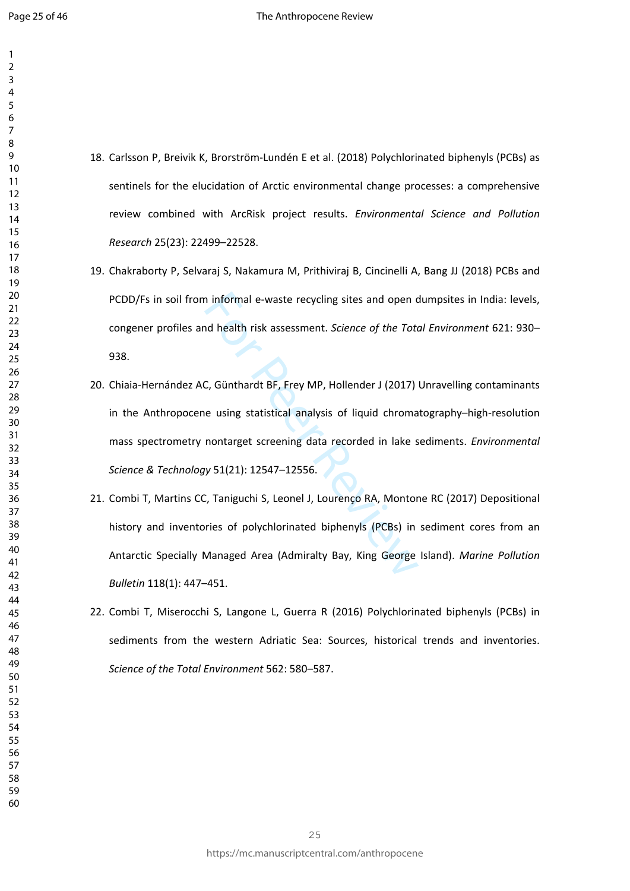18. Carlsson P, Breivik K, Brorström-Lundén E et al. (2018) Polychlorinated biphenyls (PCBs) as sentinels for the elucidation of Arctic environmental change processes: a comprehensive review combined with ArcRisk project results. *Environmental Science and Pollution Research* 25(23): 22499–22528.

19. Chakraborty P, Selvaraj S, Nakamura M, Prithiviraj B, Cincinelli A, Bang JJ (2018) PCBs and PCDD/Fs in soil from informal e-waste recycling sites and open dumpsites in India: levels, congener profiles and health risk assessment. *Science of the Total Environment* 621: 930–938.

20. Chiaia-Hernández AC, Günthardt BF, Frey MP, Hollender J (2017) Unravelling contaminants in the Anthropocene using statistical analysis of liquid chromatography–high-resolution mass spectrometry nontarget screening data recorded in lake sediments. *Environmental Science & Technology* 51(21): 12547–12556.

21. Combi T, Martins CC, Taniguchi S, Leonel J, Lourenço RA, Montone RC (2017) Depositional history and inventories of polychlorinated biphenyls (PCBs) in sediment cores from an Antarctic Specially Managed Area (Admiralty Bay, King George Island). *Marine Pollution Bulletin* 118(1): 447–451.

22. Combi T, Miserocchi S, Langone L, Guerra R (2016) Polychlorinated biphenyls (PCBs) in sediments from the western Adriatic Sea: Sources, historical trends and inventories. *Science of the Total Environment* 562: 580–587.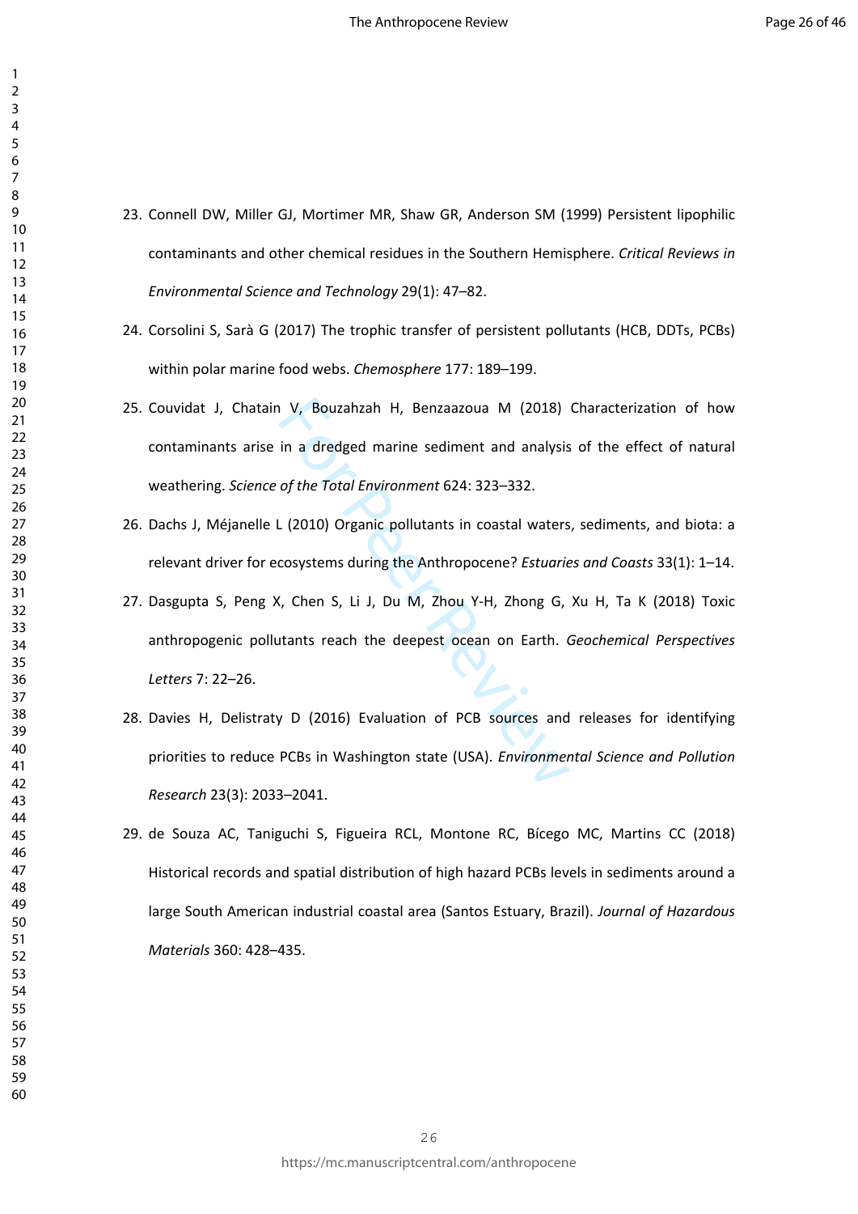23. Connell DW, Miller GJ, Mortimer MR, Shaw GR, Anderson SM (1999) Persistent lipophilic contaminants and other chemical residues in the Southern Hemisphere. *Critical Reviews in Environmental Science and Technology* 29(1): 47–82.
24. Corsolini S, Sarà G (2017) The trophic transfer of persistent pollutants (HCB, DDTs, PCBs) within polar marine food webs. *Chemosphere* 177: 189–199.
25. Couvidat J, Chatain V, Bouzahzah H, Benzaazoua M (2018) Characterization of how contaminants arise in a dredged marine sediment and analysis of the effect of natural weathering. *Science of the Total Environment* 624: 323–332.
26. Dachs J, Méjanelle L (2010) Organic pollutants in coastal waters, sediments, and biota: a relevant driver for ecosystems during the Anthropocene? *Estuaries and Coasts* 33(1): 1–14.
27. Dasgupta S, Peng X, Chen S, Li J, Du M, Zhou Y-H, Zhong G, Xu H, Ta K (2018) Toxic anthropogenic pollutants reach the deepest ocean on Earth. *Geochemical Perspectives Letters* 7: 22–26.
28. Davies H, Delistraty D (2016) Evaluation of PCB sources and releases for identifying priorities to reduce PCBs in Washington state (USA). *Environmental Science and Pollution Research* 23(3): 2033–2041.
29. de Souza AC, Taniguchi S, Figueira RCL, Montone RC, Bícego MC, Martins CC (2018) Historical records and spatial distribution of high hazard PCBs levels in sediments around a large South American industrial coastal area (Santos Estuary, Brazil). *Journal of Hazardous Materials* 360: 428–435.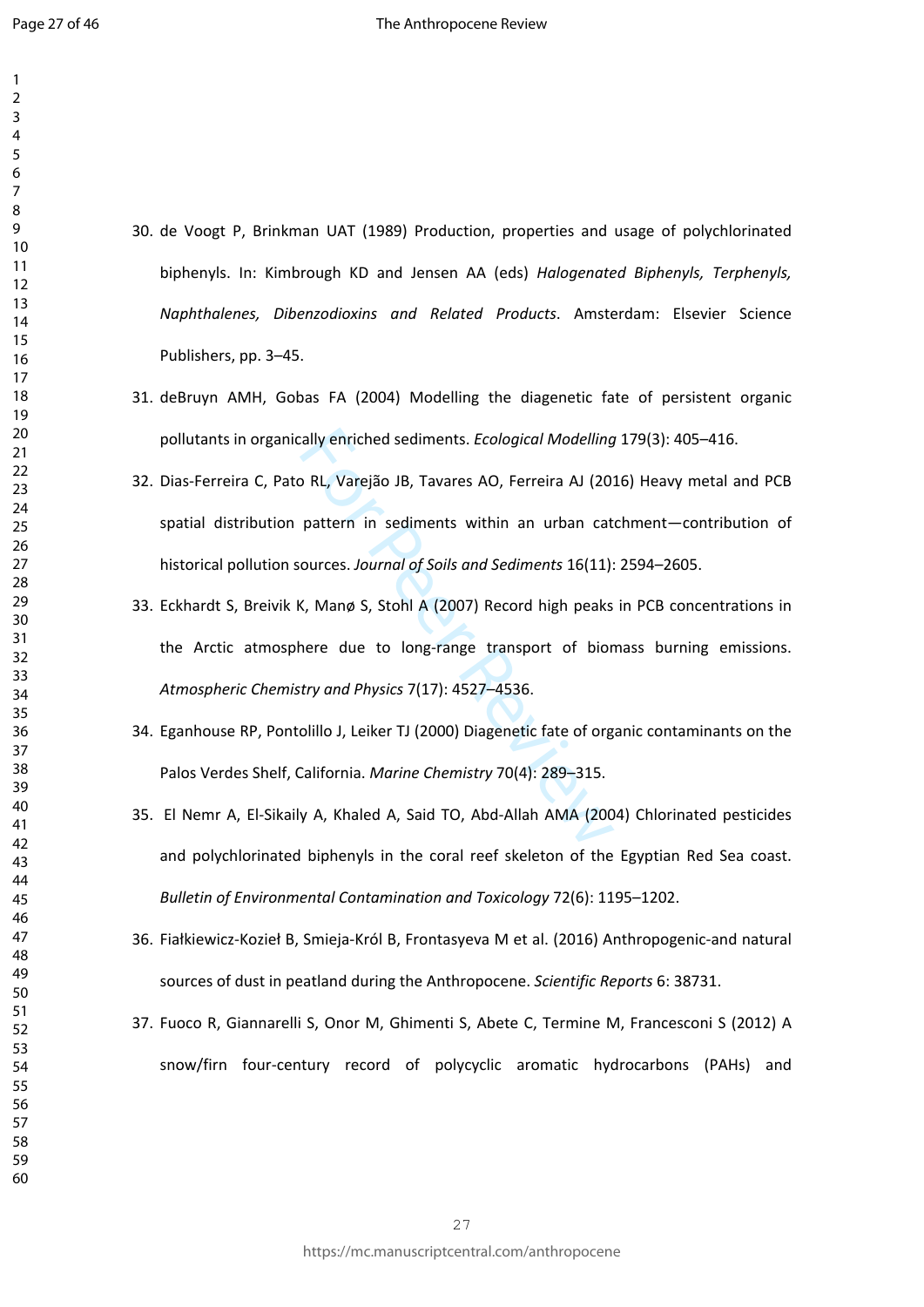30. de Voogt P, Brinkman UAT (1989) Production, properties and usage of polychlorinated biphenyls. In: Kimbrough KD and Jensen AA (eds) *Halogenated Biphenyls, Terphenyls, Naphthalenes, Dibenzodioxins and Related Products*. Amsterdam: Elsevier Science Publishers, pp. 3–45.
31. deBruyn AMH, Gobas FA (2004) Modelling the diagenetic fate of persistent organic pollutants in organically enriched sediments. *Ecological Modelling* 179(3): 405–416.
32. Dias-Ferreira C, Pato RL, Varejão JB, Tavares AO, Ferreira AJ (2016) Heavy metal and PCB spatial distribution pattern in sediments within an urban catchment—contribution of historical pollution sources. *Journal of Soils and Sediments* 16(11): 2594–2605.
33. Eckhardt S, Breivik K, Manø S, Stohl A (2007) Record high peaks in PCB concentrations in the Arctic atmosphere due to long-range transport of biomass burning emissions. *Atmospheric Chemistry and Physics* 7(17): 4527–4536.
34. Eganhouse RP, Pontolillo J, Leiker TJ (2000) Diagenetic fate of organic contaminants on the Palos Verdes Shelf, California. *Marine Chemistry* 70(4): 289–315.
35. El Nemr A, El-Sikaily A, Khaled A, Said TO, Abd-Allah AMA (2004) Chlorinated pesticides and polychlorinated biphenyls in the coral reef skeleton of the Egyptian Red Sea coast. *Bulletin of Environmental Contamination and Toxicology* 72(6): 1195–1202.
36. Fiałkiewicz-Kozieł B, Smieja-Król B, Frontasyeva M et al. (2016) Anthropogenic-and natural sources of dust in peatland during the Anthropocene. *Scientific Reports* 6: 38731.
37. Fuoco R, Giannarelli S, Onor M, Ghimenti S, Abete C, Termine M, Francesconi S (2012) A snow/firn four-century record of polycyclic aromatic hydrocarbons (PAHs) and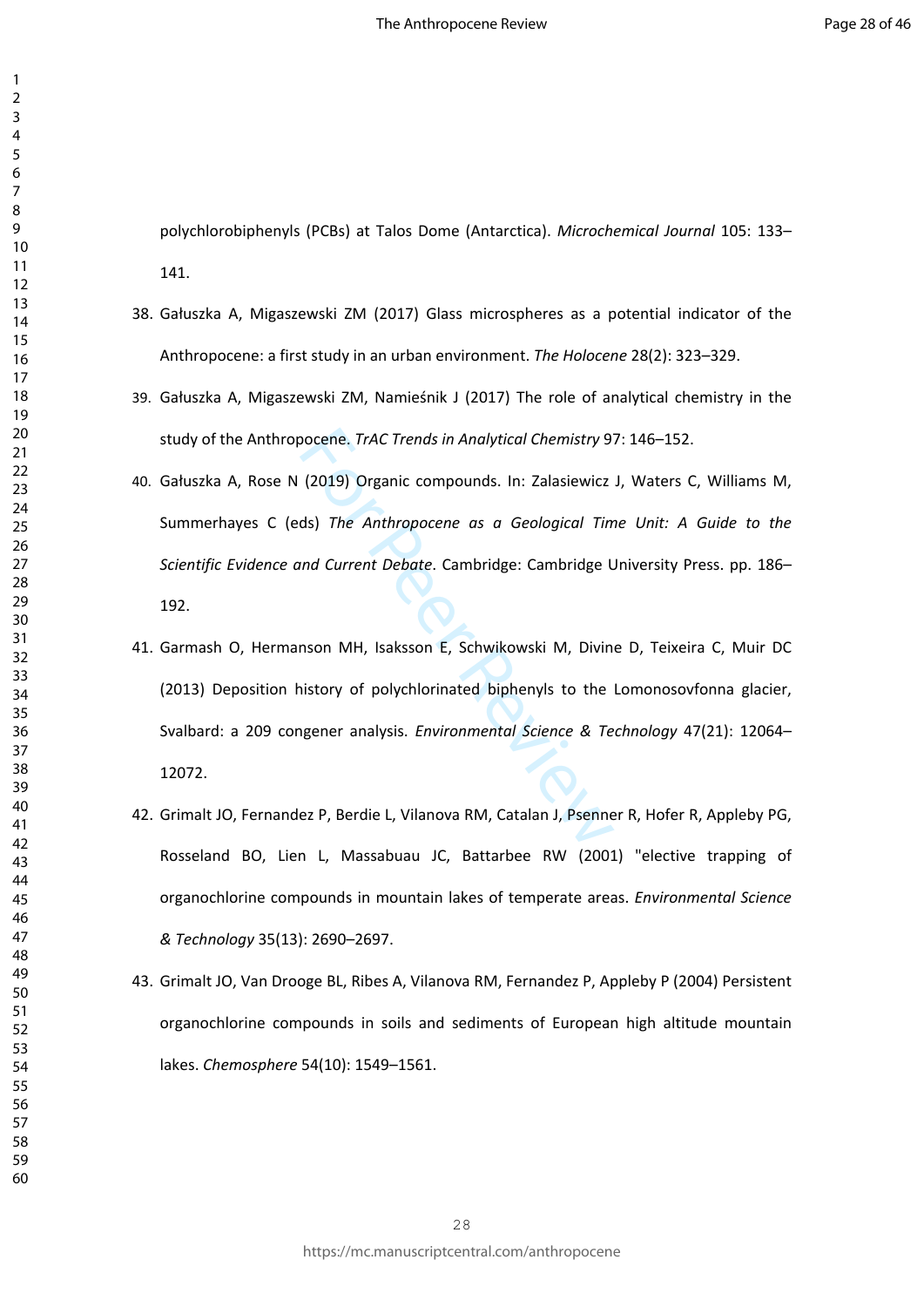polychlorobiphenyls (PCBs) at Talos Dome (Antarctica). *Microchemical Journal* 105: 133–141.

38. Gałuszka A, Migaszewski ZM (2017) Glass microspheres as a potential indicator of the Anthropocene: a first study in an urban environment. *The Holocene* 28(2): 323–329.

39. Gałuszka A, Migaszewski ZM, Namieśnik J (2017) The role of analytical chemistry in the study of the Anthropocene. *TrAC Trends in Analytical Chemistry* 97: 146–152.

40. Gałuszka A, Rose N (2019) Organic compounds. In: Zalasiewicz J, Waters C, Williams M, Summerhayes C (eds) *The Anthropocene as a Geological Time Unit: A Guide to the Scientific Evidence and Current Debate*. Cambridge: Cambridge University Press. pp. 186–192.

41. Garmash O, Hermanson MH, Isaksson E, Schwikowski M, Divine D, Teixeira C, Muir DC (2013) Deposition history of polychlorinated biphenyls to the Lomonosovfonna glacier, Svalbard: a 209 congener analysis. *Environmental Science & Technology* 47(21): 12064–12072.

42. Grimalt JO, Fernandez P, Berdie L, Vilanova RM, Catalan J, Psenner R, Hofer R, Appleby PG, Rosseland BO, Lien L, Massabuau JC, Battarbee RW (2001) "elective trapping of organochlorine compounds in mountain lakes of temperate areas. *Environmental Science & Technology* 35(13): 2690–2697.

43. Grimalt JO, Van Drooge BL, Ribes A, Vilanova RM, Fernandez P, Appleby P (2004) Persistent organochlorine compounds in soils and sediments of European high altitude mountain lakes. *Chemosphere* 54(10): 1549–1561.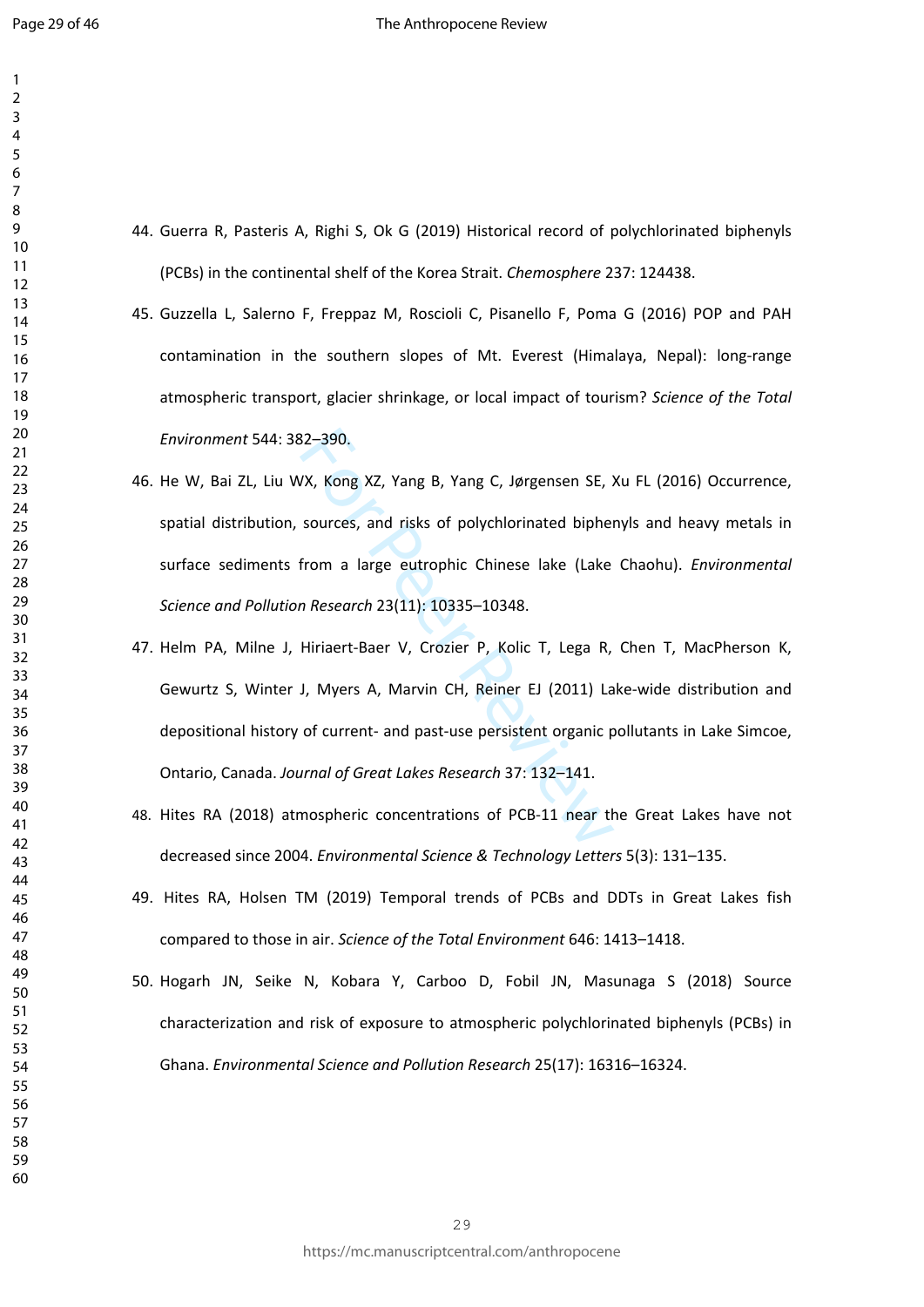44. Guerra R, Pasteris A, Righi S, Ok G (2019) Historical record of polychlorinated biphenyls (PCBs) in the continental shelf of the Korea Strait. *Chemosphere* 237: 124438.
45. Guzzella L, Salerno F, Freppaz M, Roscioli C, Pisanello F, Poma G (2016) POP and PAH contamination in the southern slopes of Mt. Everest (Himalaya, Nepal): long-range atmospheric transport, glacier shrinkage, or local impact of tourism? *Science of the Total Environment* 544: 382–390.
46. He W, Bai ZL, Liu WX, Kong XZ, Yang B, Yang C, Jørgensen SE, Xu FL (2016) Occurrence, spatial distribution, sources, and risks of polychlorinated biphenyls and heavy metals in surface sediments from a large eutrophic Chinese lake (Lake Chaohu). *Environmental Science and Pollution Research* 23(11): 10335–10348.
47. Helm PA, Milne J, Hiriaert-Baer V, Crozier P, Kolic T, Lega R, Chen T, MacPherson K, Gewurtz S, Winter J, Myers A, Marvin CH, Reiner EJ (2011) Lake-wide distribution and depositional history of current- and past-use persistent organic pollutants in Lake Simcoe, Ontario, Canada. *Journal of Great Lakes Research* 37: 132–141.
48. Hites RA (2018) atmospheric concentrations of PCB-11 near the Great Lakes have not decreased since 2004. *Environmental Science & Technology Letters* 5(3): 131–135.
49. Hites RA, Holsen TM (2019) Temporal trends of PCBs and DDTs in Great Lakes fish compared to those in air. *Science of the Total Environment* 646: 1413–1418.
50. Hogarh JN, Seike N, Kobara Y, Carboo D, Fobil JN, Masunaga S (2018) Source characterization and risk of exposure to atmospheric polychlorinated biphenyls (PCBs) in Ghana. *Environmental Science and Pollution Research* 25(17): 16316–16324.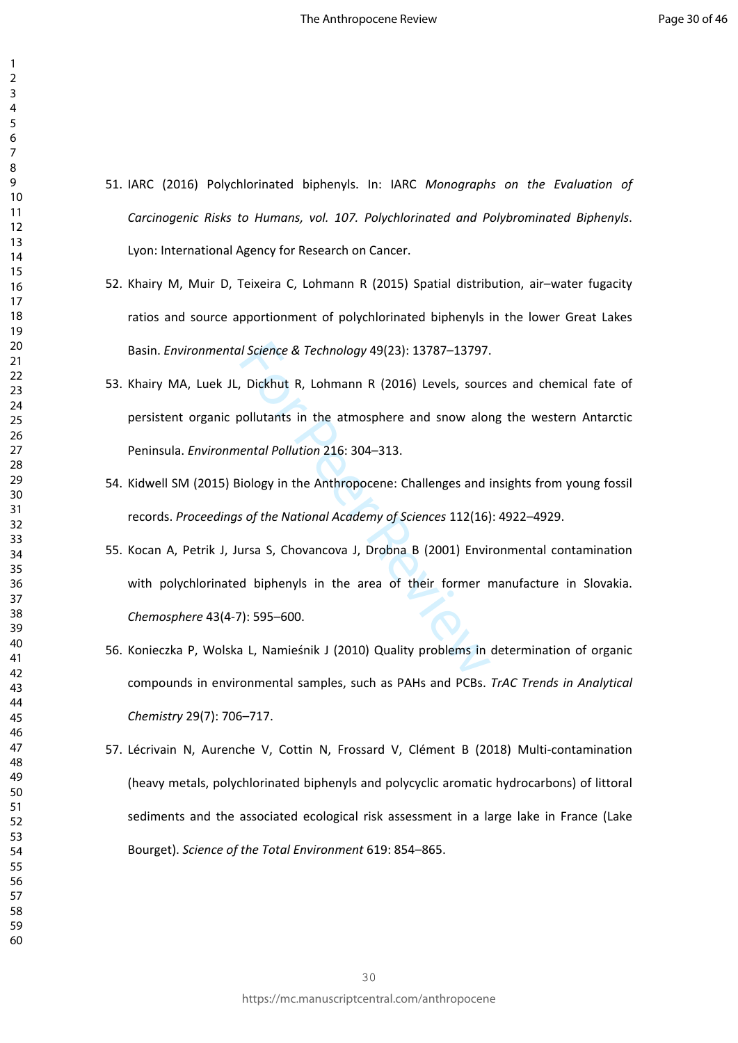51. IARC (2016) Polychlorinated biphenyls. In: IARC *Monographs on the Evaluation of Carcinogenic Risks to Humans, vol. 107. Polychlorinated and Polybrominated Biphenyls*. Lyon: International Agency for Research on Cancer.

52. Khairy M, Muir D, Teixeira C, Lohmann R (2015) Spatial distribution, air–water fugacity ratios and source apportionment of polychlorinated biphenyls in the lower Great Lakes Basin. *Environmental Science & Technology* 49(23): 13787–13797.

53. Khairy MA, Luek JL, Dickhut R, Lohmann R (2016) Levels, sources and chemical fate of persistent organic pollutants in the atmosphere and snow along the western Antarctic Peninsula. *Environmental Pollution* 216: 304–313.

54. Kidwell SM (2015) Biology in the Anthropocene: Challenges and insights from young fossil records. *Proceedings of the National Academy of Sciences* 112(16): 4922–4929.

55. Kocan A, Petrik J, Jursa S, Chovancova J, Drobna B (2001) Environmental contamination with polychlorinated biphenyls in the area of their former manufacture in Slovakia. *Chemosphere* 43(4-7): 595–600.

56. Konieczka P, Wolska L, Namieśnik J (2010) Quality problems in determination of organic compounds in environmental samples, such as PAHs and PCBs. *TrAC Trends in Analytical Chemistry* 29(7): 706–717.

57. Lécrivain N, Aurenche V, Cottin N, Frossard V, Clément B (2018) Multi-contamination (heavy metals, polychlorinated biphenyls and polycyclic aromatic hydrocarbons) of littoral sediments and the associated ecological risk assessment in a large lake in France (Lake Bourget). *Science of the Total Environment* 619: 854–865.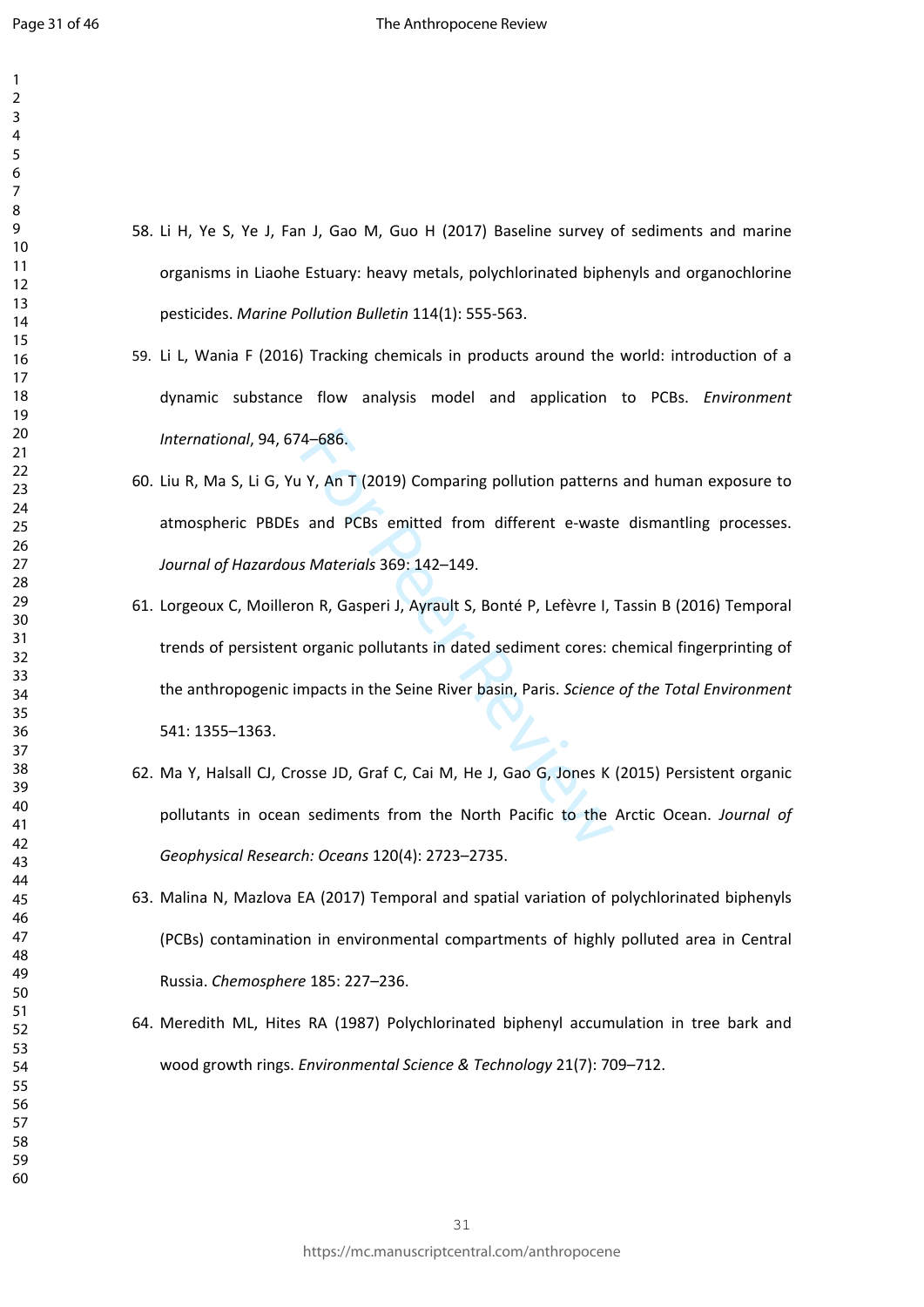58. Li H, Ye S, Ye J, Fan J, Gao M, Guo H (2017) Baseline survey of sediments and marine organisms in Liaohe Estuary: heavy metals, polychlorinated biphenyls and organochlorine pesticides. *Marine Pollution Bulletin* 114(1): 555-563.

59. Li L, Wania F (2016) Tracking chemicals in products around the world: introduction of a dynamic substance flow analysis model and application to PCBs. *Environment International*, 94, 674–686.

60. Liu R, Ma S, Li G, Yu Y, An T (2019) Comparing pollution patterns and human exposure to atmospheric PBDEs and PCBs emitted from different e-waste dismantling processes. *Journal of Hazardous Materials* 369: 142–149.

61. Lorgeoux C, Moilleron R, Gasperi J, Ayrault S, Bonté P, Lefèvre I, Tassin B (2016) Temporal trends of persistent organic pollutants in dated sediment cores: chemical fingerprinting of the anthropogenic impacts in the Seine River basin, Paris. *Science of the Total Environment* 541: 1355–1363.

62. Ma Y, Halsall CJ, Crosse JD, Graf C, Cai M, He J, Gao G, Jones K (2015) Persistent organic pollutants in ocean sediments from the North Pacific to the Arctic Ocean. *Journal of Geophysical Research: Oceans* 120(4): 2723–2735.

63. Malina N, Mazlova EA (2017) Temporal and spatial variation of polychlorinated biphenyls (PCBs) contamination in environmental compartments of highly polluted area in Central Russia. *Chemosphere* 185: 227–236.

64. Meredith ML, Hites RA (1987) Polychlorinated biphenyl accumulation in tree bark and wood growth rings. *Environmental Science & Technology* 21(7): 709–712.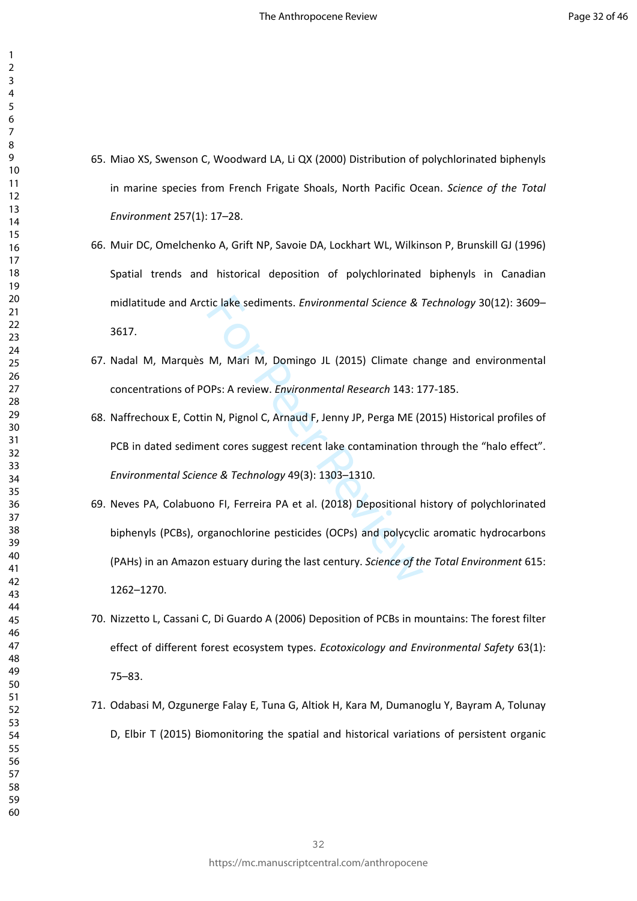65. Miao XS, Swenson C, Woodward LA, Li QX (2000) Distribution of polychlorinated biphenyls in marine species from French Frigate Shoals, North Pacific Ocean. *Science of the Total Environment* 257(1): 17–28.

66. Muir DC, Omelchenko A, Grift NP, Savoie DA, Lockhart WL, Wilkinson P, Brunskill GJ (1996) Spatial trends and historical deposition of polychlorinated biphenyls in Canadian midlatitude and Arctic lake sediments. *Environmental Science & Technology* 30(12): 3609–3617.

67. Nadal M, Marquès M, Mari M, Domingo JL (2015) Climate change and environmental concentrations of POPs: A review. *Environmental Research* 143: 177-185.

68. Naffrechoux E, Cottin N, Pignol C, Arnaud F, Jenny JP, Perga ME (2015) Historical profiles of PCB in dated sediment cores suggest recent lake contamination through the "halo effect". *Environmental Science & Technology* 49(3): 1303–1310.

69. Neves PA, Colabuono FI, Ferreira PA et al. (2018) Depositional history of polychlorinated biphenyls (PCBs), organochlorine pesticides (OCPs) and polycyclic aromatic hydrocarbons (PAHs) in an Amazon estuary during the last century. *Science of the Total Environment* 615: 1262–1270.

70. Nizzetto L, Cassani C, Di Guardo A (2006) Deposition of PCBs in mountains: The forest filter effect of different forest ecosystem types. *Ecotoxicology and Environmental Safety* 63(1): 75–83.

71. Odabasi M, Ozgunerge Falay E, Tuna G, Altiok H, Kara M, Dumanoglu Y, Bayram A, Tolunay D, Elbir T (2015) Biomonitoring the spatial and historical variations of persistent organic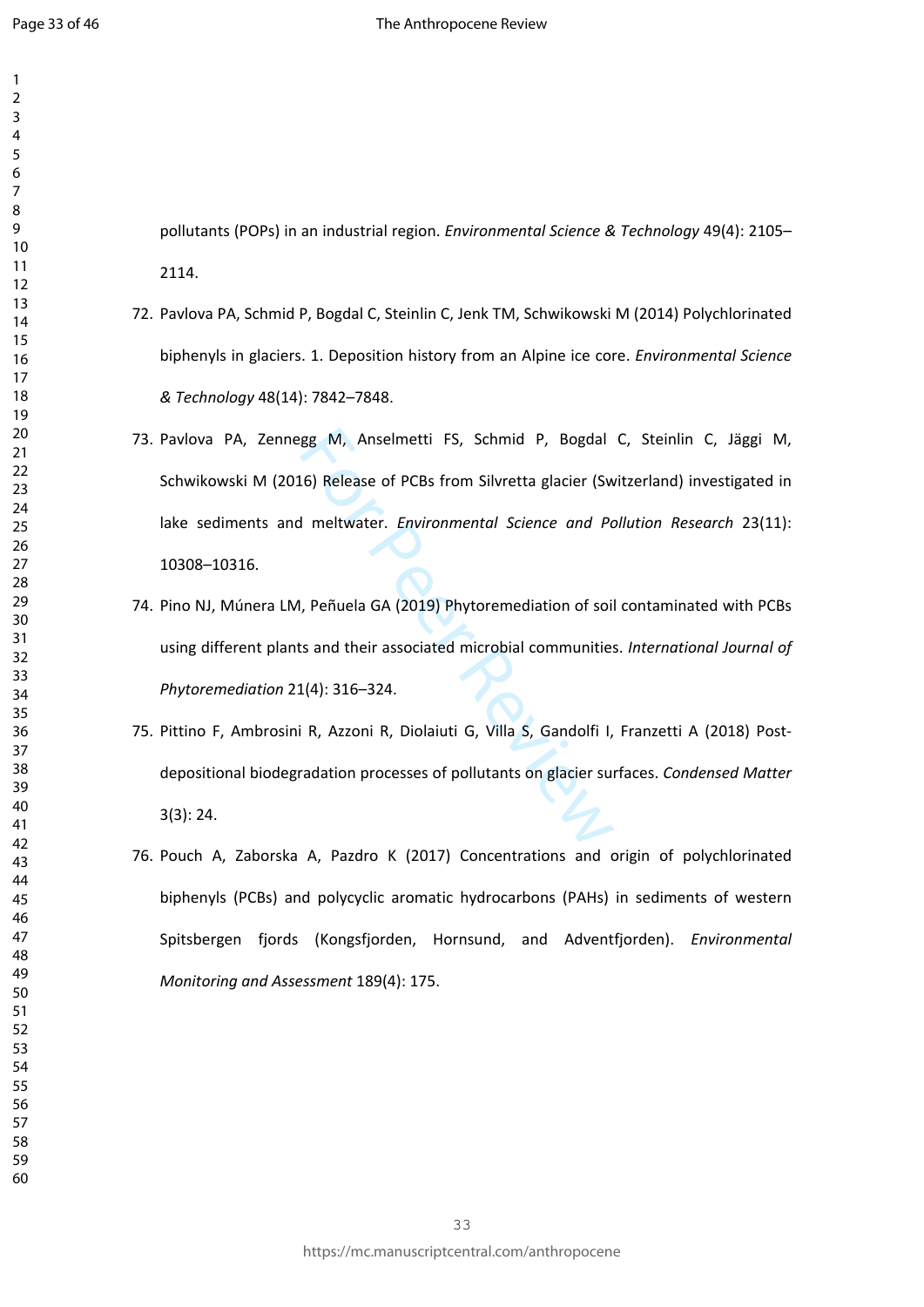pollutants (POPs) in an industrial region. *Environmental Science & Technology* 49(4): 2105–2114.

72. Pavlova PA, Schmid P, Bogdal C, Steinlin C, Jenk TM, Schwikowski M (2014) Polychlorinated biphenyls in glaciers. 1. Deposition history from an Alpine ice core. *Environmental Science & Technology* 48(14): 7842–7848.
73. Pavlova PA, Zennegg M, Anselmetti FS, Schmid P, Bogdal C, Steinlin C, Jäggi M, Schwikowski M (2016) Release of PCBs from Silvretta glacier (Switzerland) investigated in lake sediments and meltwater. *Environmental Science and Pollution Research* 23(11): 10308–10316.
74. Pino NJ, Múnera LM, Peñuela GA (2019) Phytoremediation of soil contaminated with PCBs using different plants and their associated microbial communities. *International Journal of Phytoremediation* 21(4): 316–324.
75. Pittino F, Ambrosini R, Azzoni R, Diolaiuti G, Villa S, Gandolfi I, Franzetti A (2018) Post-depositional biodegradation processes of pollutants on glacier surfaces. *Condensed Matter* 3(3): 24.
76. Pouch A, Zaborska A, Pazdro K (2017) Concentrations and origin of polychlorinated biphenyls (PCBs) and polycyclic aromatic hydrocarbons (PAHs) in sediments of western Spitsbergen fjords (Kongsfjorden, Hornsund, and Adventfjorden). *Environmental Monitoring and Assessment* 189(4): 175.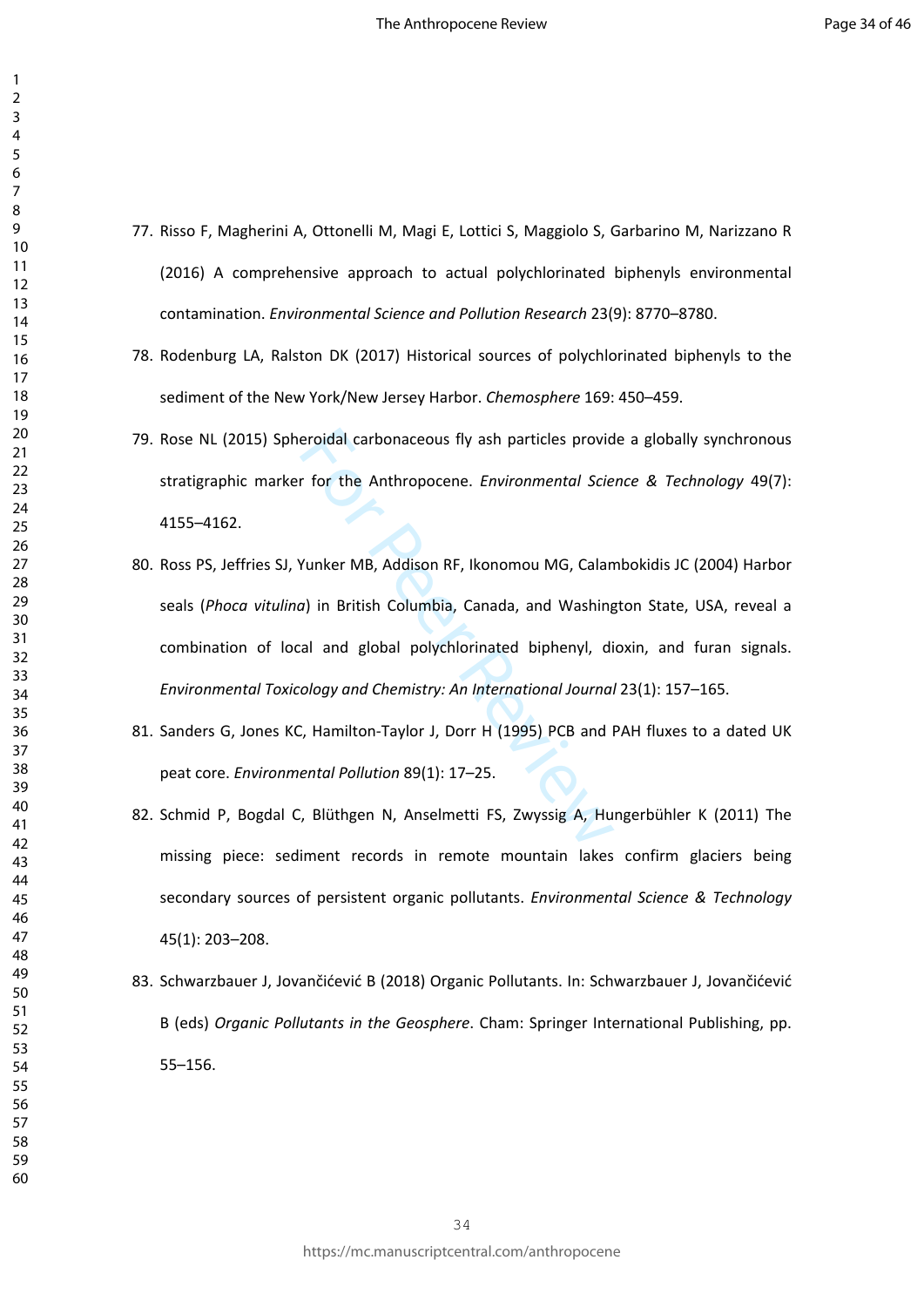77. Risso F, Magherini A, Ottonelli M, Magi E, Lottici S, Maggiolo S, Garbarino M, Narizzano R (2016) A comprehensive approach to actual polychlorinated biphenyls environmental contamination. *Environmental Science and Pollution Research* 23(9): 8770–8780.
78. Rodenburg LA, Ralston DK (2017) Historical sources of polychlorinated biphenyls to the sediment of the New York/New Jersey Harbor. *Chemosphere* 169: 450–459.
79. Rose NL (2015) Spheroidal carbonaceous fly ash particles provide a globally synchronous stratigraphic marker for the Anthropocene. *Environmental Science & Technology* 49(7): 4155–4162.
80. Ross PS, Jeffries SJ, Yunker MB, Addison RF, Ikonomou MG, Calambokidis JC (2004) Harbor seals (*Phoca vitulina*) in British Columbia, Canada, and Washington State, USA, reveal a combination of local and global polychlorinated biphenyl, dioxin, and furan signals. *Environmental Toxicology and Chemistry: An International Journal* 23(1): 157–165.
81. Sanders G, Jones KC, Hamilton-Taylor J, Dorr H (1995) PCB and PAH fluxes to a dated UK peat core. *Environmental Pollution* 89(1): 17–25.
82. Schmid P, Bogdal C, Blüthgen N, Anselmetti FS, Zwyssig A, Hungerbühler K (2011) The missing piece: sediment records in remote mountain lakes confirm glaciers being secondary sources of persistent organic pollutants. *Environmental Science & Technology* 45(1): 203–208.
83. Schwarzbauer J, Jovančićević B (2018) Organic Pollutants. In: Schwarzbauer J, Jovančićević B (eds) *Organic Pollutants in the Geosphere*. Cham: Springer International Publishing, pp. 55–156.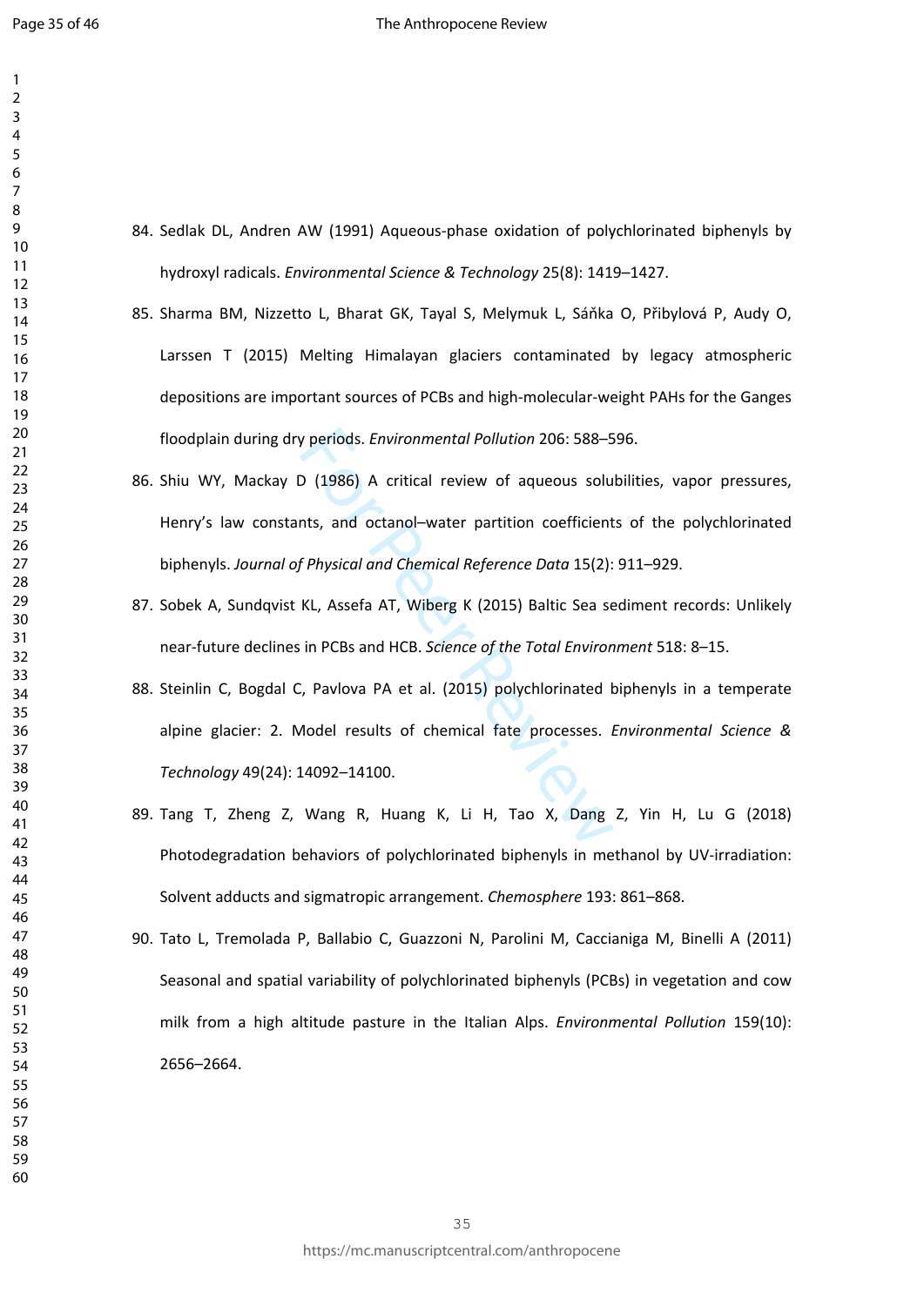84. Sedlak DL, Andren AW (1991) Aqueous-phase oxidation of polychlorinated biphenyls by hydroxyl radicals. *Environmental Science & Technology* 25(8): 1419–1427.

85. Sharma BM, Nizzetto L, Bharat GK, Tayal S, Melymuk L, Sáňka O, Přibylová P, Audy O, Larssen T (2015) Melting Himalayan glaciers contaminated by legacy atmospheric depositions are important sources of PCBs and high-molecular-weight PAHs for the Ganges floodplain during dry periods. *Environmental Pollution* 206: 588–596.

86. Shiu WY, Mackay D (1986) A critical review of aqueous solubilities, vapor pressures, Henry's law constants, and octanol–water partition coefficients of the polychlorinated biphenyls. *Journal of Physical and Chemical Reference Data* 15(2): 911–929.

87. Sobek A, Sundqvist KL, Assefa AT, Wiberg K (2015) Baltic Sea sediment records: Unlikely near-future declines in PCBs and HCB. *Science of the Total Environment* 518: 8–15.

88. Steinlin C, Bogdal C, Pavlova PA et al. (2015) polychlorinated biphenyls in a temperate alpine glacier: 2. Model results of chemical fate processes. *Environmental Science & Technology* 49(24): 14092–14100.

89. Tang T, Zheng Z, Wang R, Huang K, Li H, Tao X, Dang Z, Yin H, Lu G (2018) Photodegradation behaviors of polychlorinated biphenyls in methanol by UV-irradiation: Solvent adducts and sigmatropic arrangement. *Chemosphere* 193: 861–868.

90. Tato L, Tremolada P, Ballabio C, Guazzoni N, Parolini M, Caccianiga M, Binelli A (2011) Seasonal and spatial variability of polychlorinated biphenyls (PCBs) in vegetation and cow milk from a high altitude pasture in the Italian Alps. *Environmental Pollution* 159(10): 2656–2664.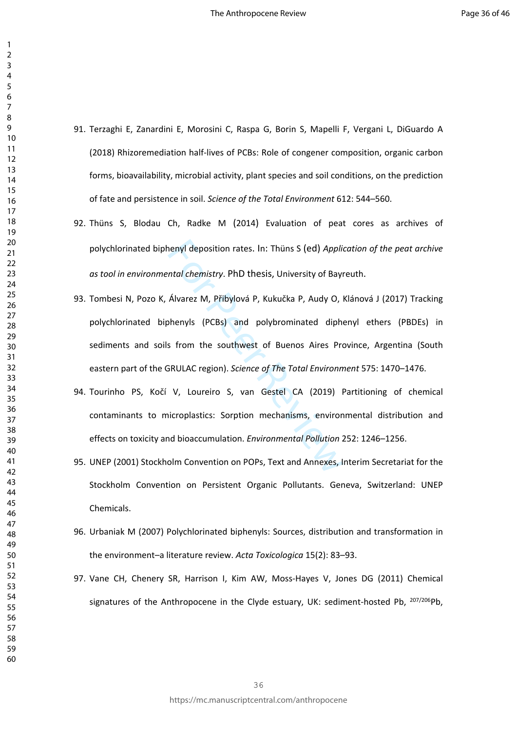91. Terzaghi E, Zanardini E, Morosini C, Raspa G, Borin S, Mapelli F, Vergani L, DiGuardo A (2018) Rhizoremediation half-lives of PCBs: Role of congener composition, organic carbon forms, bioavailability, microbial activity, plant species and soil conditions, on the prediction of fate and persistence in soil. *Science of the Total Environment* 612: 544–560.

92. Thüns S, Blodau Ch, Radke M (2014) Evaluation of peat cores as archives of polychlorinated biphenyl deposition rates. In: Thüns S (ed) *Application of the peat archive as tool in environmental chemistry*. PhD thesis, University of Bayreuth.

93. Tombesi N, Pozo K, Álvarez M, Přibylová P, Kukučka P, Audy O, Klánová J (2017) Tracking polychlorinated biphenyls (PCBs) and polybrominated diphenyl ethers (PBDEs) in sediments and soils from the southwest of Buenos Aires Province, Argentina (South eastern part of the GRULAC region). *Science of The Total Environment* 575: 1470–1476.

94. Tourinho PS, Kočí V, Loureiro S, van Gestel CA (2019) Partitioning of chemical contaminants to microplastics: Sorption mechanisms, environmental distribution and effects on toxicity and bioaccumulation. *Environmental Pollution* 252: 1246–1256.

95. UNEP (2001) Stockholm Convention on POPs, Text and Annexes, Interim Secretariat for the Stockholm Convention on Persistent Organic Pollutants. Geneva, Switzerland: UNEP Chemicals.

96. Urbaniak M (2007) Polychlorinated biphenyls: Sources, distribution and transformation in the environment–a literature review. *Acta Toxicologica* 15(2): 83–93.

97. Vane CH, Chenery SR, Harrison I, Kim AW, Moss-Hayes V, Jones DG (2011) Chemical signatures of the Anthropocene in the Clyde estuary, UK: sediment-hosted Pb, $^{207/206}$Pb,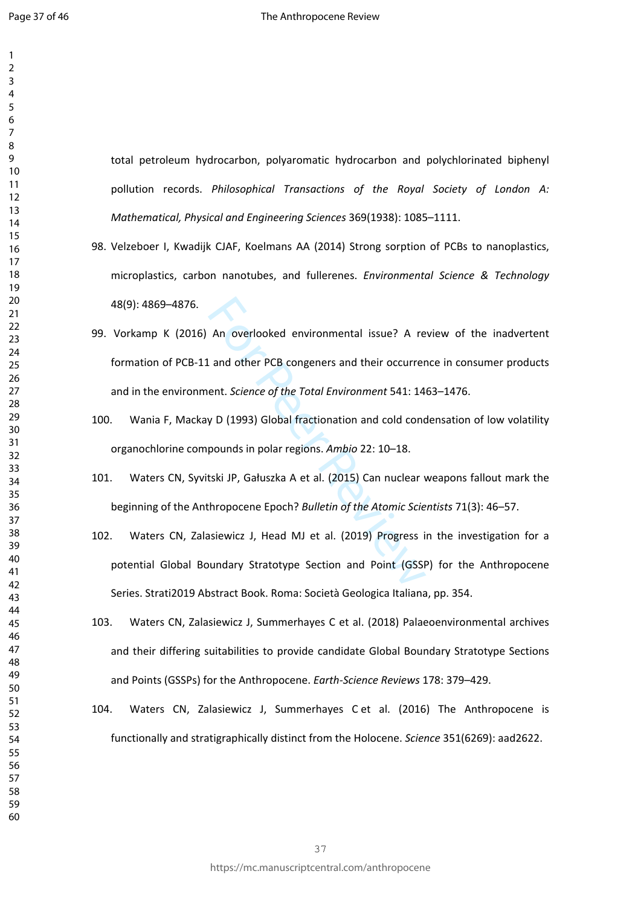total petroleum hydrocarbon, polyaromatic hydrocarbon and polychlorinated biphenyl pollution records. *Philosophical Transactions of the Royal Society of London A: Mathematical, Physical and Engineering Sciences* 369(1938): 1085–1111.

98. Velzeboer I, Kwadijk CJAF, Koelmans AA (2014) Strong sorption of PCBs to nanoplastics, microplastics, carbon nanotubes, and fullerenes. *Environmental Science & Technology* 48(9): 4869–4876.

99. Vorkamp K (2016) An overlooked environmental issue? A review of the inadvertent formation of PCB-11 and other PCB congeners and their occurrence in consumer products and in the environment. *Science of the Total Environment* 541: 1463–1476.

100. Wania F, Mackay D (1993) Global fractionation and cold condensation of low volatility organochlorine compounds in polar regions. *Ambio* 22: 10–18.

101. Waters CN, Syvitski JP, Gałuszka A et al. (2015) Can nuclear weapons fallout mark the beginning of the Anthropocene Epoch? *Bulletin of the Atomic Scientists* 71(3): 46–57.

102. Waters CN, Zalasiewicz J, Head MJ et al. (2019) Progress in the investigation for a potential Global Boundary Stratotype Section and Point (GSSP) for the Anthropocene Series. Strati2019 Abstract Book. Roma: Società Geologica Italiana, pp. 354.

103. Waters CN, Zalasiewicz J, Summerhayes C et al. (2018) Palaeoenvironmental archives and their differing suitabilities to provide candidate Global Boundary Stratotype Sections and Points (GSSPs) for the Anthropocene. *Earth-Science Reviews* 178: 379–429.

104. Waters CN, Zalasiewicz J, Summerhayes C et al. (2016) The Anthropocene is functionally and stratigraphically distinct from the Holocene. *Science* 351(6269): aad2622.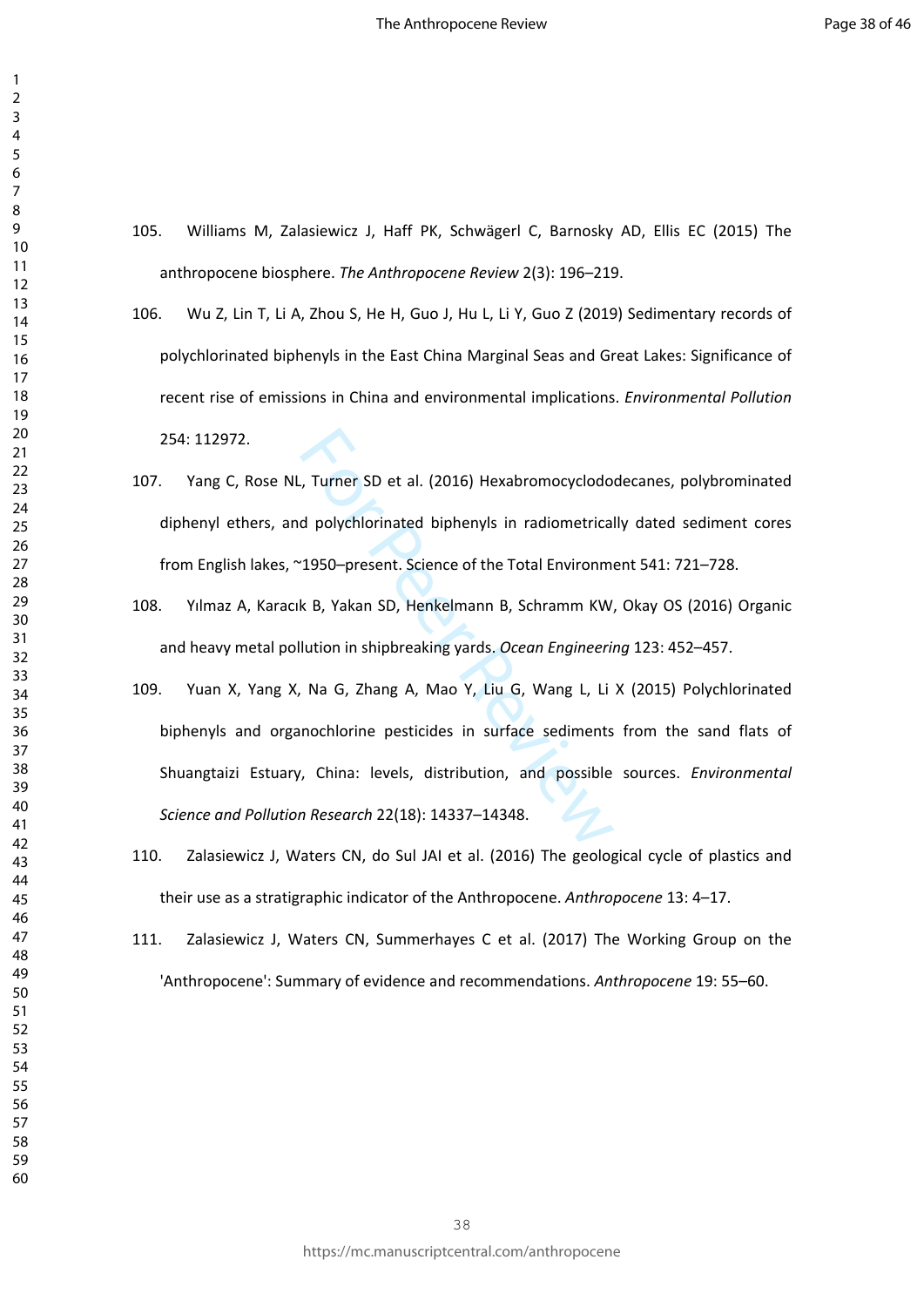105. Williams M, Zalasiewicz J, Haff PK, Schwägerl C, Barnosky AD, Ellis EC (2015) The anthropocene biosphere. *The Anthropocene Review* 2(3): 196–219.

106. Wu Z, Lin T, Li A, Zhou S, He H, Guo J, Hu L, Li Y, Guo Z (2019) Sedimentary records of polychlorinated biphenyls in the East China Marginal Seas and Great Lakes: Significance of recent rise of emissions in China and environmental implications. *Environmental Pollution* 254: 112972.

107. Yang C, Rose NL, Turner SD et al. (2016) Hexabromocyclododecanes, polybrominated diphenyl ethers, and polychlorinated biphenyls in radiometrically dated sediment cores from English lakes, ~1950–present. Science of the Total Environment 541: 721–728.

108. Yılmaz A, Karacık B, Yakan SD, Henkelmann B, Schramm KW, Okay OS (2016) Organic and heavy metal pollution in shipbreaking yards. *Ocean Engineering* 123: 452–457.

109. Yuan X, Yang X, Na G, Zhang A, Mao Y, Liu G, Wang L, Li X (2015) Polychlorinated biphenyls and organochlorine pesticides in surface sediments from the sand flats of Shuangtaizi Estuary, China: levels, distribution, and possible sources. *Environmental Science and Pollution Research* 22(18): 14337–14348.

110. Zalasiewicz J, Waters CN, do Sul JAI et al. (2016) The geological cycle of plastics and their use as a stratigraphic indicator of the Anthropocene. *Anthropocene* 13: 4–17.

111. Zalasiewicz J, Waters CN, Summerhayes C et al. (2017) The Working Group on the 'Anthropocene': Summary of evidence and recommendations. *Anthropocene* 19: 55–60.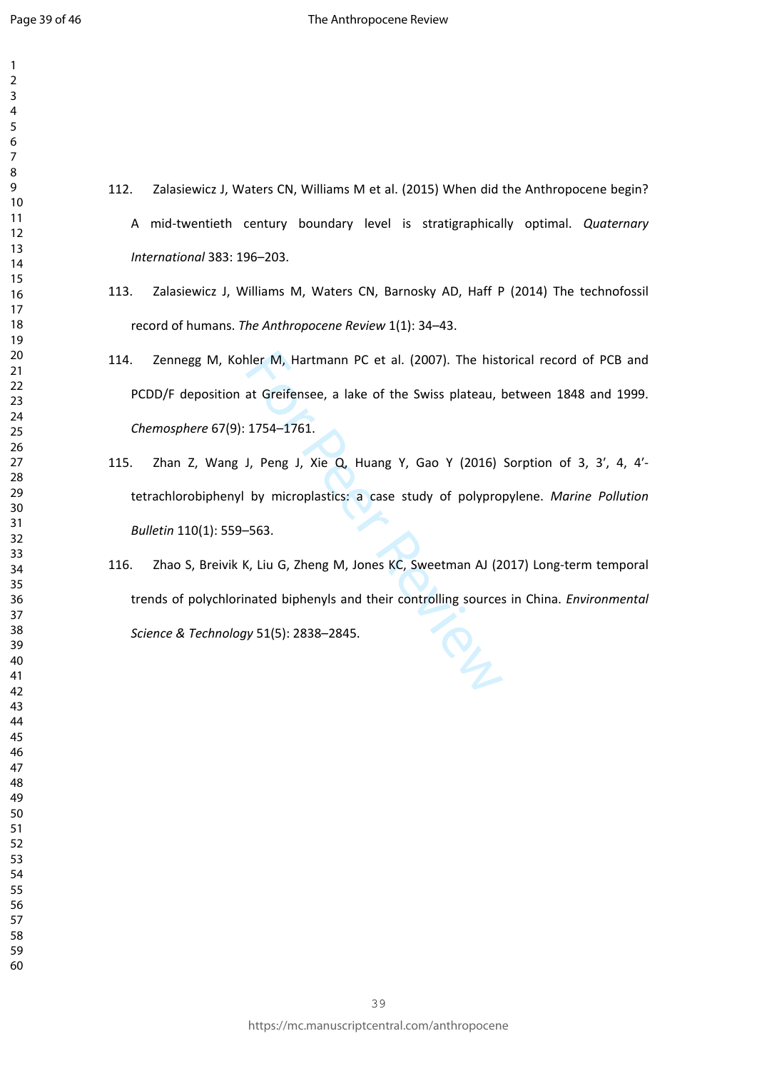112. Zalasiewicz J, Waters CN, Williams M et al. (2015) When did the Anthropocene begin? A mid-twentieth century boundary level is stratigraphically optimal. *Quaternary International* 383: 196–203.

113. Zalasiewicz J, Williams M, Waters CN, Barnosky AD, Haff P (2014) The technofossil record of humans. *The Anthropocene Review* 1(1): 34–43.

114. Zennegg M, Kohler M, Hartmann PC et al. (2007). The historical record of PCB and PCDD/F deposition at Greifensee, a lake of the Swiss plateau, between 1848 and 1999. *Chemosphere* 67(9): 1754–1761.

115. Zhan Z, Wang J, Peng J, Xie Q, Huang Y, Gao Y (2016) Sorption of 3, 3′, 4, 4′-tetrachlorobiphenyl by microplastics: a case study of polypropylene. *Marine Pollution Bulletin* 110(1): 559–563.

116. Zhao S, Breivik K, Liu G, Zheng M, Jones KC, Sweetman AJ (2017) Long-term temporal trends of polychlorinated biphenyls and their controlling sources in China. *Environmental Science & Technology* 51(5): 2838–2845.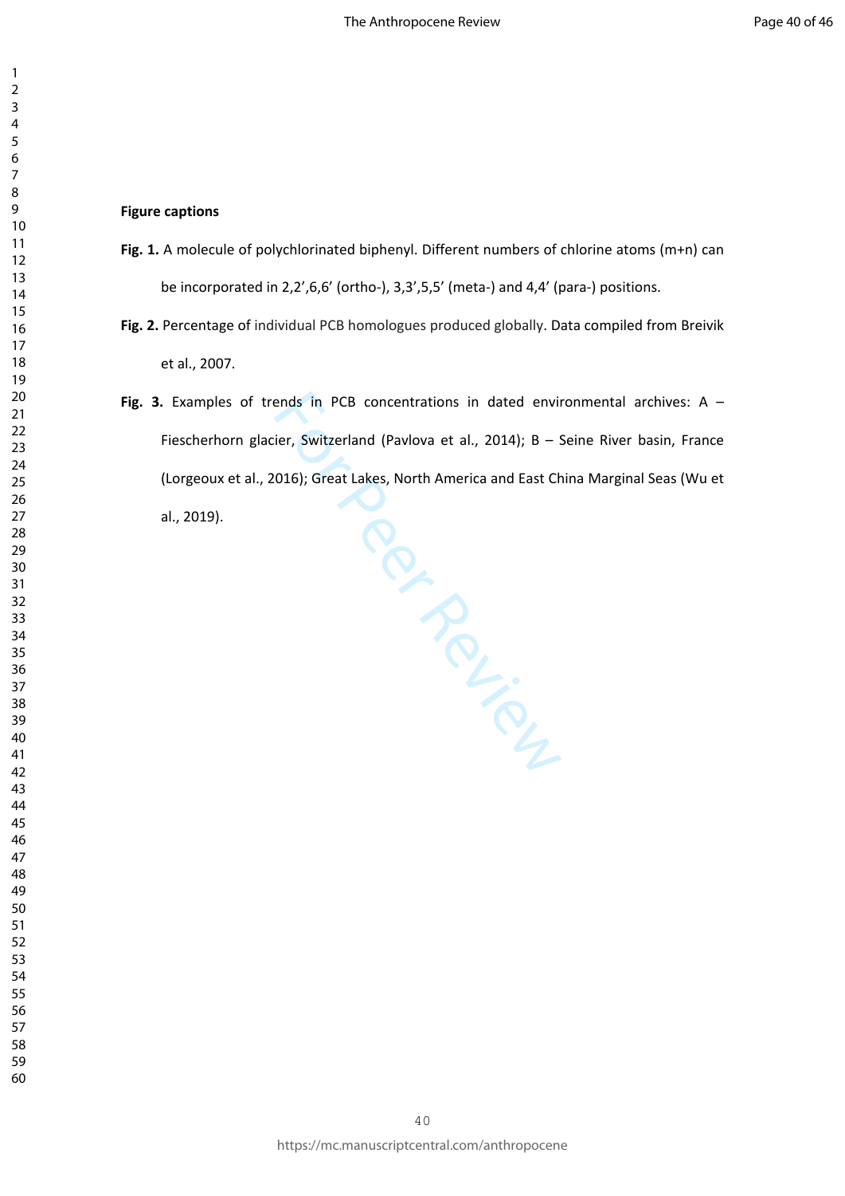**Figure captions**

**Fig. 1.** A molecule of polychlorinated biphenyl. Different numbers of chlorine atoms (m+n) can be incorporated in 2,2’,6,6’ (ortho-), 3,3’,5,5’ (meta-) and 4,4’ (para-) positions.

**Fig. 2.** Percentage of individual PCB homologues produced globally. Data compiled from Breivik et al., 2007.

**Fig. 3.** Examples of trends in PCB concentrations in dated environmental archives: A – Fiescherhorn glacier, Switzerland (Pavlova et al., 2014); B – Seine River basin, France (Lorgeoux et al., 2016); Great Lakes, North America and East China Marginal Seas (Wu et al., 2019).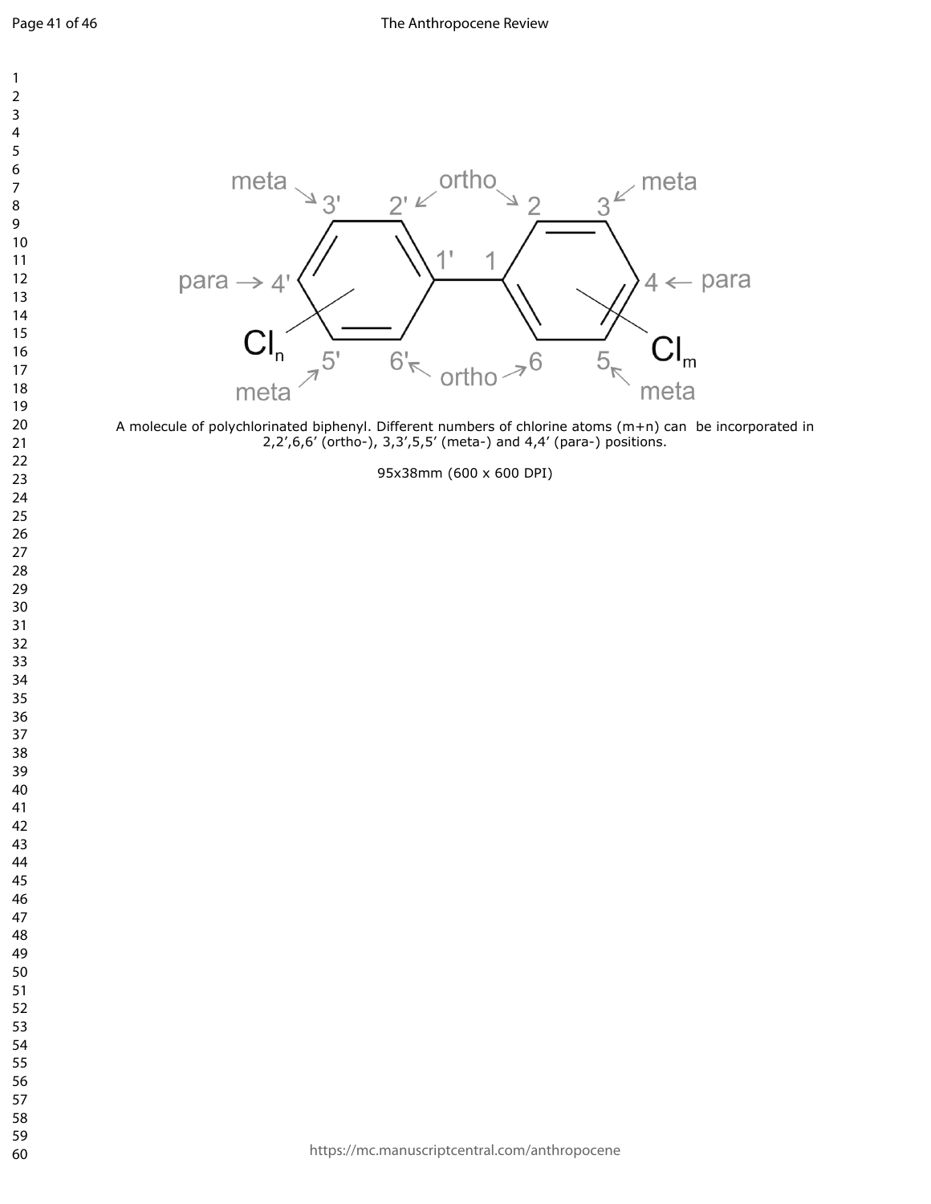A molecule of polychlorinated biphenyl. Different numbers of chlorine atoms (m+n) can be incorporated in 2,2',6,6' (ortho-), 3,3',5,5' (meta-) and 4,4' (para-) positions.

95x38mm (600 x 600 DPI)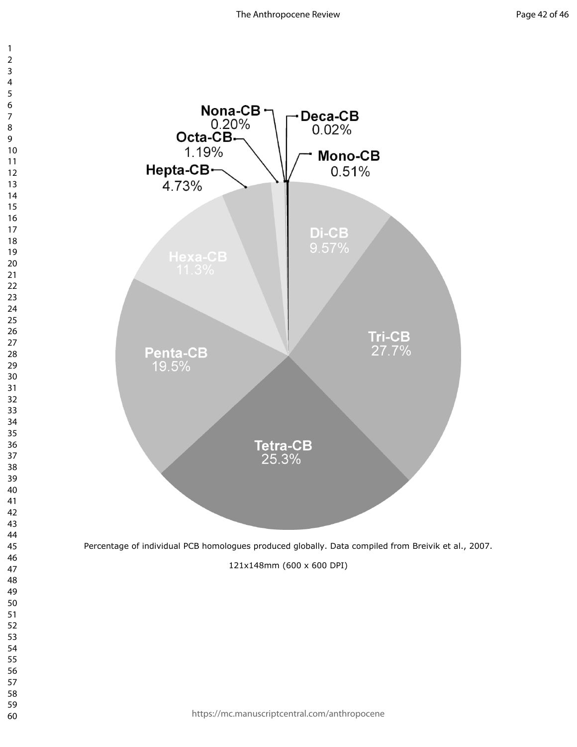Nona-CB 0.20%

Deca-CB 0.02%

Octa-CB 1.19%

Mono-CB 0.51%

Hepta-CB 4.73%

Di-CB 9.57%

Hexa-CB 11.3%

Tri-CB 27.7%

Penta-CB 19.5%

Tetra-CB 25.3%

Percentage of individual PCB homologues produced globally. Data compiled from Breivik et al., 2007.

121x148mm (600 x 600 DPI)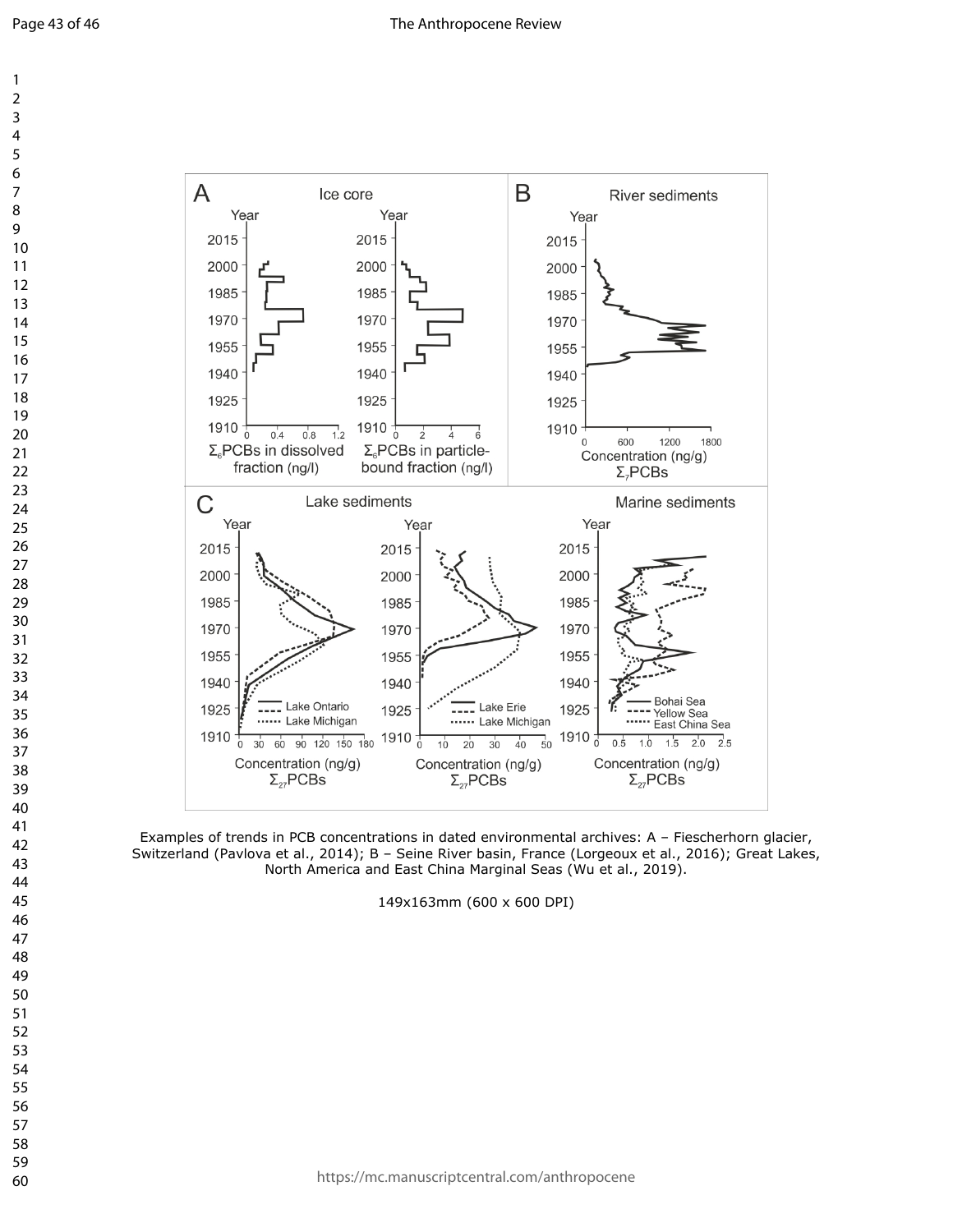Examples of trends in PCB concentrations in dated environmental archives: A – Fiescherhorn glacier, Switzerland (Pavlova et al., 2014); B – Seine River basin, France (Lorgeoux et al., 2016); Great Lakes, North America and East China Marginal Seas (Wu et al., 2019).

149x163mm (600 x 600 DPI)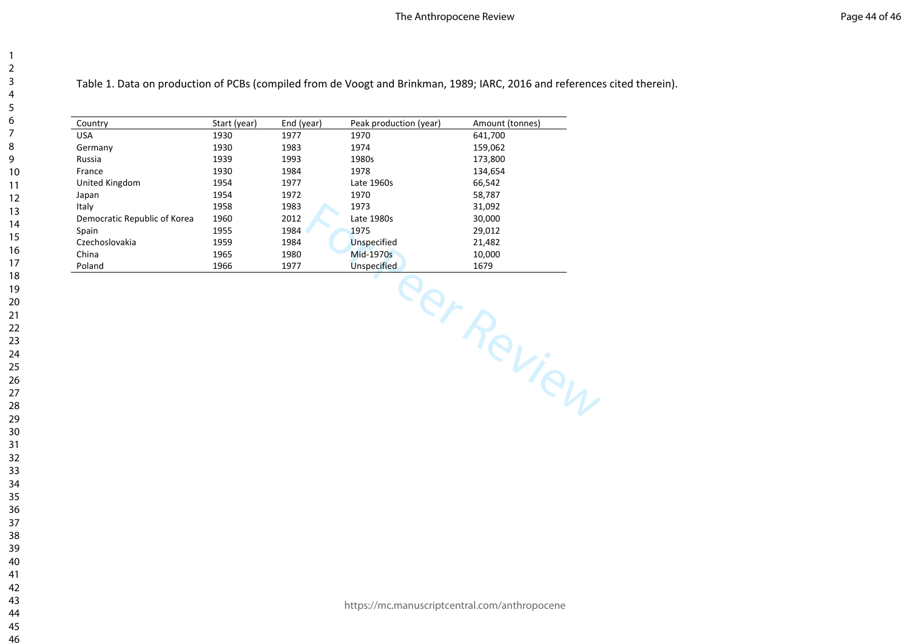Table 1. Data on production of PCBs (compiled from de Voogt and Brinkman, 1989; IARC, 2016 and references cited therein).

| Country | Start (year) | End (year) | Peak production (year) | Amount (tonnes) |
|---|---|---|---|---|
| USA | 1930 | 1977 | 1970 | 641,700 |
| Germany | 1930 | 1983 | 1974 | 159,062 |
| Russia | 1939 | 1993 | 1980s | 173,800 |
| France | 1930 | 1984 | 1978 | 134,654 |
| United Kingdom | 1954 | 1977 | Late 1960s | 66,542 |
| Japan | 1954 | 1972 | 1970 | 58,787 |
| Italy | 1958 | 1983 | 1973 | 31,092 |
| Democratic Republic of Korea | 1960 | 2012 | Late 1980s | 30,000 |
| Spain | 1955 | 1984 | 1975 | 29,012 |
| Czechoslovakia | 1959 | 1984 | Unspecified | 21,482 |
| China | 1965 | 1980 | Mid-1970s | 10,000 |
| Poland | 1966 | 1977 | Unspecified | 1679 |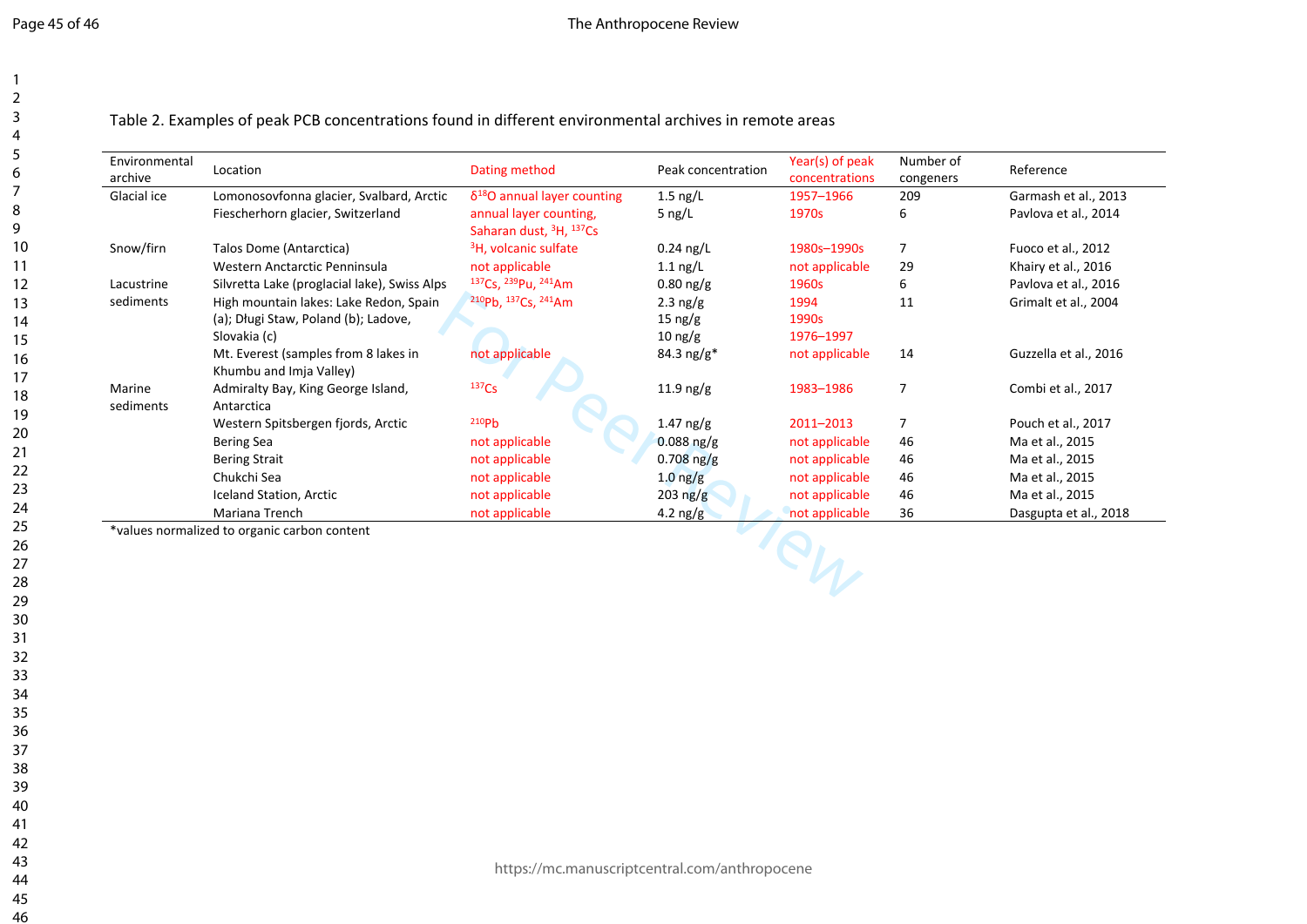Table 2. Examples of peak PCB concentrations found in different environmental archives in remote areas

| Environmental archive | Location | Dating method | Peak concentration | Year(s) of peak concentrations | Number of congeners | Reference |
|---|---|---|---|---|---|---|
| Glacial ice | Lomonosovfonna glacier, Svalbard, Arctic | $\delta^{18}O$ annual layer counting | 1.5 ng/L | 1957–1966 | 209 | Garmash et al., 2013 |
| | Fiescherhorn glacier, Switzerland | annual layer counting, Saharan dust, $^{3}H$, $^{137}Cs$ | 5 ng/L | 1970s | 6 | Pavlova et al., 2014 |
| Snow/firn | Talos Dome (Antarctica) | $^{3}H$, volcanic sulfate | 0.24 ng/L | 1980s–1990s | 7 | Fuoco et al., 2012 |
| | Western Anctarctic Penninsula | not applicable | 1.1 ng/L | not applicable | 29 | Khairy et al., 2016 |
| Lacustrine sediments | Silvretta Lake (proglacial lake), Swiss Alps | $^{137}Cs$, $^{239}Pu$, $^{241}Am$ | 0.80 ng/g | 1960s | 6 | Pavlova et al., 2016 |
| | High mountain lakes: Lake Redon, Spain (a); Długi Staw, Poland (b); Ladove, Slovakia (c) | $^{210}Pb$, $^{137}Cs$, $^{241}Am$ | 2.3 ng/g<br>15 ng/g<br>10 ng/g | 1994<br>1990s<br>1976–1997 | 11 | Grimalt et al., 2004 |
| | Mt. Everest (samples from 8 lakes in Khumbu and Imja Valley) | not applicable | 84.3 ng/g* | not applicable | 14 | Guzzella et al., 2016 |
| Marine sediments | Admiralty Bay, King George Island, Antarctica | $^{137}Cs$ | 11.9 ng/g | 1983–1986 | 7 | Combi et al., 2017 |
| | Western Spitsbergen fjords, Arctic | $^{210}Pb$ | 1.47 ng/g | 2011–2013 | 7 | Pouch et al., 2017 |
| | Bering Sea | not applicable | 0.088 ng/g | not applicable | 46 | Ma et al., 2015 |
| | Bering Strait | not applicable | 0.708 ng/g | not applicable | 46 | Ma et al., 2015 |
| | Chukchi Sea | not applicable | 1.0 ng/g | not applicable | 46 | Ma et al., 2015 |
| | Iceland Station, Arctic | not applicable | 203 ng/g | not applicable | 46 | Ma et al., 2015 |
| | Mariana Trench | not applicable | 4.2 ng/g | not applicable | 36 | Dasgupta et al., 2018 |

*values normalized to organic carbon content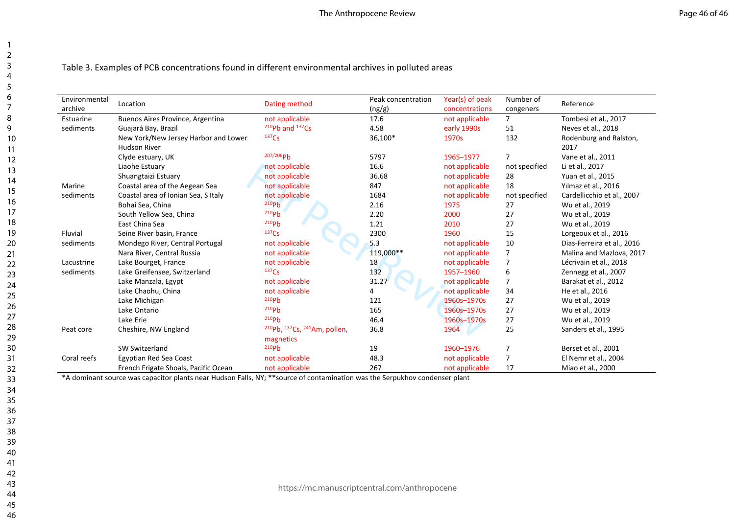Table 3. Examples of PCB concentrations found in different environmental archives in polluted areas

| Environmental archive | Location | Dating method | Peak concentration (ng/g) | Year(s) of peak concentrations | Number of congeners | Reference |
|---|---|---|---|---|---|---|
| Estuarine sediments | Buenos Aires Province, Argentina | not applicable | 17.6 | not applicable | 7 | Tombesi et al., 2017 |
| | Guajará Bay, Brazil | $^{210}$Pb and $^{137}$Cs | 4.58 | early 1990s | 51 | Neves et al., 2018 |
| | New York/New Jersey Harbor and Lower Hudson River | $^{137}$Cs | 36,100* | 1970s | 132 | Rodenburg and Ralston, 2017 |
| | Clyde estuary, UK | $^{207/206}$Pb | 5797 | 1965–1977 | 7 | Vane et al., 2011 |
| | Liaohe Estuary | not applicable | 16.6 | not applicable | not specified | Li et al., 2017 |
| | Shuangtaizi Estuary | not applicable | 36.68 | not applicable | 28 | Yuan et al., 2015 |
| Marine sediments | Coastal area of the Aegean Sea | not applicable | 847 | not applicable | 18 | Yılmaz et al., 2016 |
| | Coastal area of Ionian Sea, S Italy | not applicable | 1684 | not applicable | not specified | Cardellicchio et al., 2007 |
| | Bohai Sea, China | $^{210}$Pb | 2.16 | 1975 | 27 | Wu et al., 2019 |
| | South Yellow Sea, China | $^{210}$Pb | 2.20 | 2000 | 27 | Wu et al., 2019 |
| | East China Sea | $^{210}$Pb | 1.21 | 2010 | 27 | Wu et al., 2019 |
| Fluvial sediments | Seine River basin, France | $^{137}$Cs | 2300 | 1960 | 15 | Lorgeoux et al., 2016 |
| | Mondego River, Central Portugal | not applicable | 5.3 | not applicable | 10 | Dias-Ferreira et al., 2016 |
| | Nara River, Central Russia | not applicable | 119,000** | not applicable | 7 | Malina and Mazlova, 2017 |
| Lacustrine sediments | Lake Bourget, France | not applicable | 18 | not applicable | 7 | Lécrivain et al., 2018 |
| | Lake Greifensee, Switzerland | $^{137}$Cs | 132 | 1957–1960 | 6 | Zennegg et al., 2007 |
| | Lake Manzala, Egypt | not applicable | 31.27 | not applicable | 7 | Barakat et al., 2012 |
| | Lake Chaohu, China | not applicable | 4 | not applicable | 34 | He et al., 2016 |
| | Lake Michigan | $^{210}$Pb | 121 | 1960s–1970s | 27 | Wu et al., 2019 |
| | Lake Ontario | $^{210}$Pb | 165 | 1960s–1970s | 27 | Wu et al., 2019 |
| | Lake Erie | $^{210}$Pb | 46.4 | 1960s–1970s | 27 | Wu et al., 2019 |
| Peat core | Cheshire, NW England | $^{210}$Pb, $^{137}$Cs, $^{241}$Am, pollen, magnetics | 36.8 | 1964 | 25 | Sanders et al., 1995 |
| | SW Switzerland | $^{210}$Pb | 19 | 1960–1976 | 7 | Berset et al., 2001 |
| Coral reefs | Egyptian Red Sea Coast | not applicable | 48.3 | not applicable | 7 | El Nemr et al., 2004 |
| | French Frigate Shoals, Pacific Ocean | not applicable | 267 | not applicable | 17 | Miao et al., 2000 |

*A dominant source was capacitor plants near Hudson Falls, NY; **source of contamination was the Serpukhov condenser plant